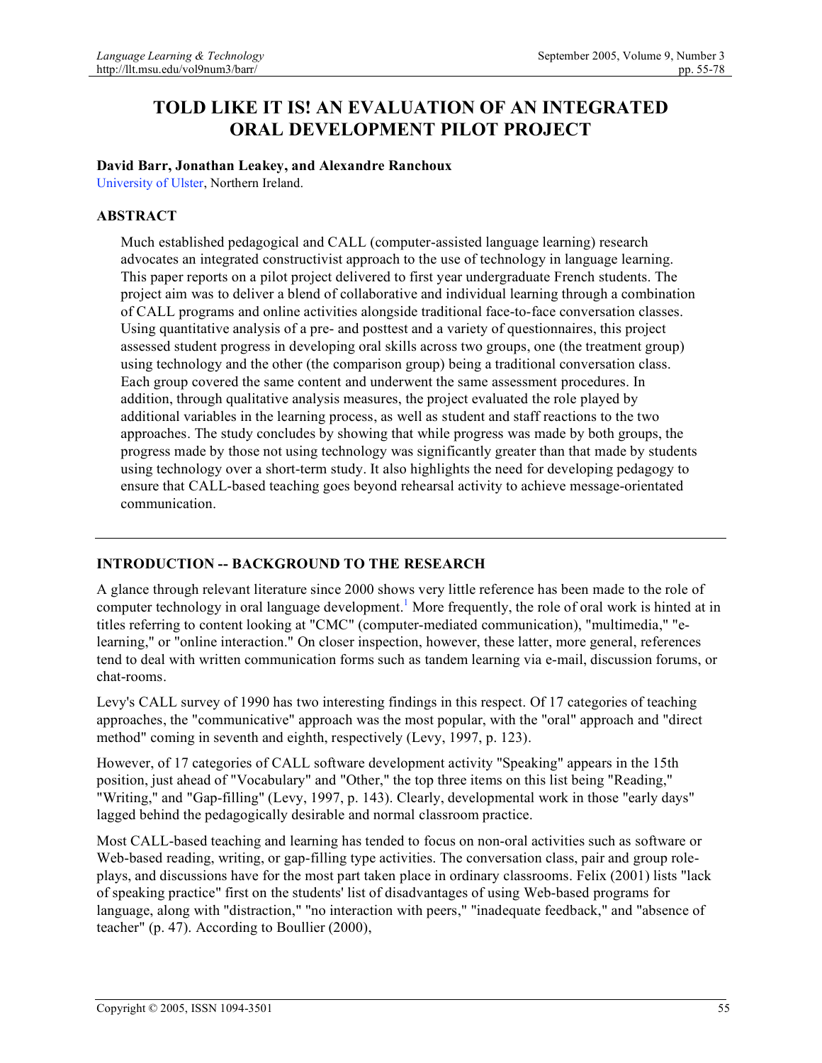# TOLD LIKE IT IS! AN EVALUATION OF AN INTEGRATED ORAL DEVELOPMENT PILOT PROJECT

**David Barr, Jonathan Leakey, and Alexandre Ranchoux**

University of Ulster, Northern Ireland.

## ABSTRACT

Much established pedagogical and CALL (computer-assisted language learning) research advocates an integrated constructivist approach to the use of technology in language learning. This paper reports on a pilot project delivered to first year undergraduate French students. The project aim was to deliver a blend of collaborative and individual learning through a combination of CALL programs and online activities alongside traditional face-to-face conversation classes. Using quantitative analysis of a pre- and posttest and a variety of questionnaires, this project assessed student progress in developing oral skills across two groups, one (the treatment group) using technology and the other (the comparison group) being a traditional conversation class. Each group covered the same content and underwent the same assessment procedures. In addition, through qualitative analysis measures, the project evaluated the role played by additional variables in the learning process, as well as student and staff reactions to the two approaches. The study concludes by showing that while progress was made by both groups, the progress made by those not using technology was significantly greater than that made by students using technology over a short-term study. It also highlights the need for developing pedagogy to ensure that CALL-based teaching goes beyond rehearsal activity to achieve message-orientated communication.

---

## INTRODUCTION -- BACKGROUND TO THE RESEARCH

A glance through relevant literature since 2000 shows very little reference has been made to the role of computer technology in oral language development.[1] More frequently, the role of oral work is hinted at in titles referring to content looking at "CMC" (computer-mediated communication), "multimedia," "e-learning," or "online interaction." On closer inspection, however, these latter, more general, references tend to deal with written communication forms such as tandem learning via e-mail, discussion forums, or chat-rooms.

Levy's CALL survey of 1990 has two interesting findings in this respect. Of 17 categories of teaching approaches, the "communicative" approach was the most popular, with the "oral" approach and "direct method" coming in seventh and eighth, respectively (Levy, 1997, p. 123).

However, of 17 categories of CALL software development activity "Speaking" appears in the 15th position, just ahead of "Vocabulary" and "Other," the top three items on this list being "Reading," "Writing," and "Gap-filling" (Levy, 1997, p. 143). Clearly, developmental work in those "early days" lagged behind the pedagogically desirable and normal classroom practice.

Most CALL-based teaching and learning has tended to focus on non-oral activities such as software or Web-based reading, writing, or gap-filling type activities. The conversation class, pair and group role-plays, and discussions have for the most part taken place in ordinary classrooms. Felix (2001) lists "lack of speaking practice" first on the students' list of disadvantages of using Web-based programs for language, along with "distraction," "no interaction with peers," "inadequate feedback," and "absence of teacher" (p. 47). According to Boullier (2000),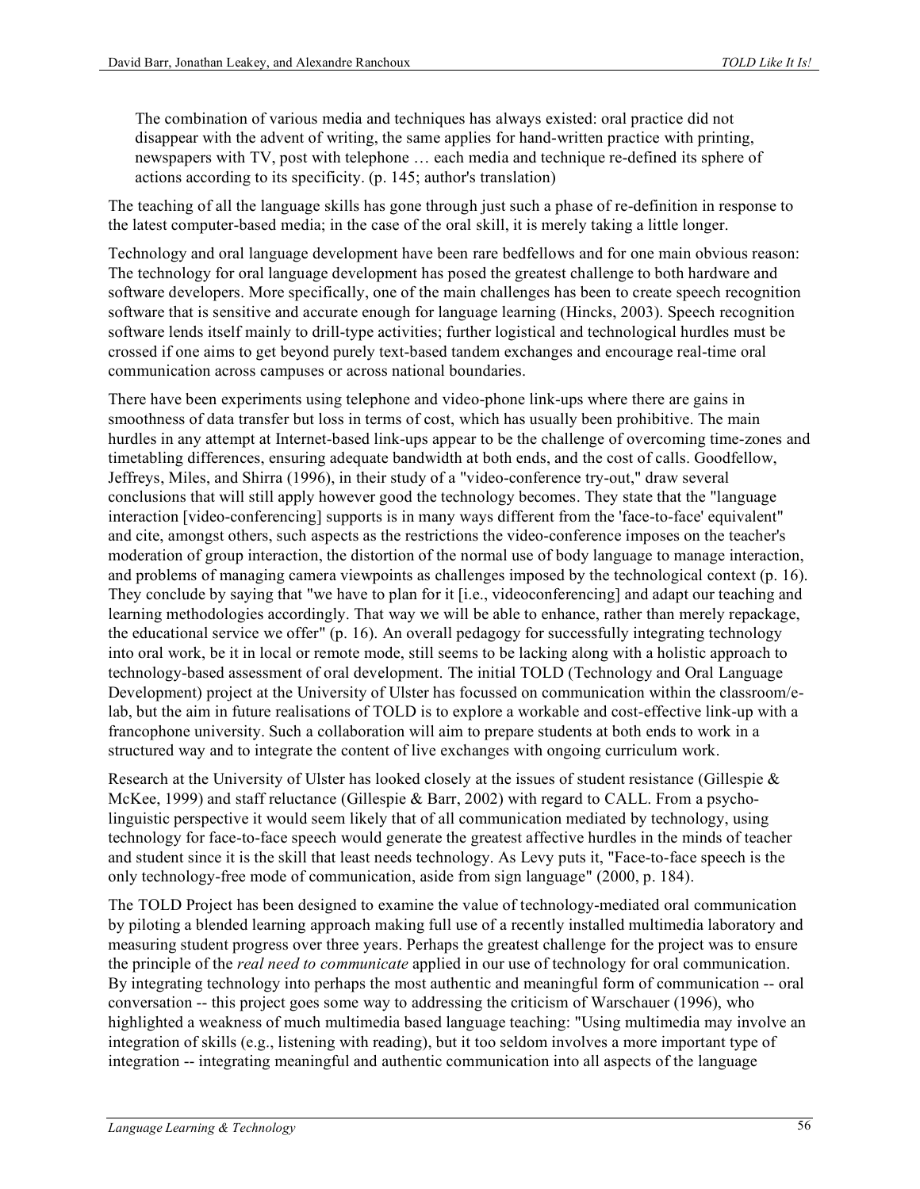> The combination of various media and techniques has always existed: oral practice did not disappear with the advent of writing, the same applies for hand-written practice with printing, newspapers with TV, post with telephone … each media and technique re-defined its sphere of actions according to its specificity. (p. 145; author's translation)

The teaching of all the language skills has gone through just such a phase of re-definition in response to the latest computer-based media; in the case of the oral skill, it is merely taking a little longer.

Technology and oral language development have been rare bedfellows and for one main obvious reason: The technology for oral language development has posed the greatest challenge to both hardware and software developers. More specifically, one of the main challenges has been to create speech recognition software that is sensitive and accurate enough for language learning (Hincks, 2003). Speech recognition software lends itself mainly to drill-type activities; further logistical and technological hurdles must be crossed if one aims to get beyond purely text-based tandem exchanges and encourage real-time oral communication across campuses or across national boundaries.

There have been experiments using telephone and video-phone link-ups where there are gains in smoothness of data transfer but loss in terms of cost, which has usually been prohibitive. The main hurdles in any attempt at Internet-based link-ups appear to be the challenge of overcoming time-zones and timetabling differences, ensuring adequate bandwidth at both ends, and the cost of calls. Goodfellow, Jeffreys, Miles, and Shirra (1996), in their study of a "video-conference try-out," draw several conclusions that will still apply however good the technology becomes. They state that the "language interaction [video-conferencing] supports is in many ways different from the 'face-to-face' equivalent" and cite, amongst others, such aspects as the restrictions the video-conference imposes on the teacher's moderation of group interaction, the distortion of the normal use of body language to manage interaction, and problems of managing camera viewpoints as challenges imposed by the technological context (p. 16). They conclude by saying that "we have to plan for it [i.e., videoconferencing] and adapt our teaching and learning methodologies accordingly. That way we will be able to enhance, rather than merely repackage, the educational service we offer" (p. 16). An overall pedagogy for successfully integrating technology into oral work, be it in local or remote mode, still seems to be lacking along with a holistic approach to technology-based assessment of oral development. The initial TOLD (Technology and Oral Language Development) project at the University of Ulster has focussed on communication within the classroom/e-lab, but the aim in future realisations of TOLD is to explore a workable and cost-effective link-up with a francophone university. Such a collaboration will aim to prepare students at both ends to work in a structured way and to integrate the content of live exchanges with ongoing curriculum work.

Research at the University of Ulster has looked closely at the issues of student resistance (Gillespie & McKee, 1999) and staff reluctance (Gillespie & Barr, 2002) with regard to CALL. From a psycho-linguistic perspective it would seem likely that of all communication mediated by technology, using technology for face-to-face speech would generate the greatest affective hurdles in the minds of teacher and student since it is the skill that least needs technology. As Levy puts it, "Face-to-face speech is the only technology-free mode of communication, aside from sign language" (2000, p. 184).

The TOLD Project has been designed to examine the value of technology-mediated oral communication by piloting a blended learning approach making full use of a recently installed multimedia laboratory and measuring student progress over three years. Perhaps the greatest challenge for the project was to ensure the principle of the *real need to communicate* applied in our use of technology for oral communication. By integrating technology into perhaps the most authentic and meaningful form of communication -- oral conversation -- this project goes some way to addressing the criticism of Warschauer (1996), who highlighted a weakness of much multimedia based language teaching: "Using multimedia may involve an integration of skills (e.g., listening with reading), but it too seldom involves a more important type of integration -- integrating meaningful and authentic communication into all aspects of the language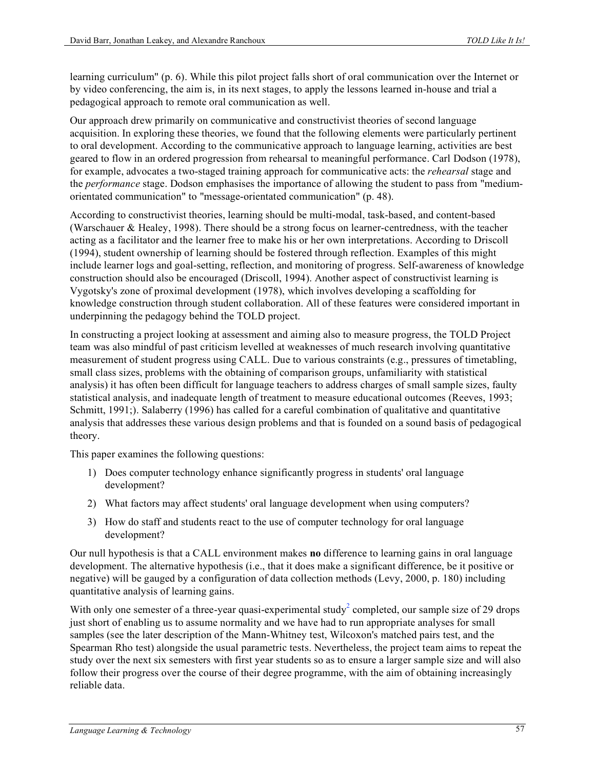learning curriculum" (p. 6). While this pilot project falls short of oral communication over the Internet or by video conferencing, the aim is, in its next stages, to apply the lessons learned in-house and trial a pedagogical approach to remote oral communication as well.

Our approach drew primarily on communicative and constructivist theories of second language acquisition. In exploring these theories, we found that the following elements were particularly pertinent to oral development. According to the communicative approach to language learning, activities are best geared to flow in an ordered progression from rehearsal to meaningful performance. Carl Dodson (1978), for example, advocates a two-staged training approach for communicative acts: the *rehearsal* stage and the *performance* stage. Dodson emphasises the importance of allowing the student to pass from "medium-orientated communication" to "message-orientated communication" (p. 48).

According to constructivist theories, learning should be multi-modal, task-based, and content-based (Warschauer & Healey, 1998). There should be a strong focus on learner-centredness, with the teacher acting as a facilitator and the learner free to make his or her own interpretations. According to Driscoll (1994), student ownership of learning should be fostered through reflection. Examples of this might include learner logs and goal-setting, reflection, and monitoring of progress. Self-awareness of knowledge construction should also be encouraged (Driscoll, 1994). Another aspect of constructivist learning is Vygotsky's zone of proximal development (1978), which involves developing a scaffolding for knowledge construction through student collaboration. All of these features were considered important in underpinning the pedagogy behind the TOLD project.

In constructing a project looking at assessment and aiming also to measure progress, the TOLD Project team was also mindful of past criticism levelled at weaknesses of much research involving quantitative measurement of student progress using CALL. Due to various constraints (e.g., pressures of timetabling, small class sizes, problems with the obtaining of comparison groups, unfamiliarity with statistical analysis) it has often been difficult for language teachers to address charges of small sample sizes, faulty statistical analysis, and inadequate length of treatment to measure educational outcomes (Reeves, 1993; Schmitt, 1991;). Salaberry (1996) has called for a careful combination of qualitative and quantitative analysis that addresses these various design problems and that is founded on a sound basis of pedagogical theory.

This paper examines the following questions:

1) Does computer technology enhance significantly progress in students' oral language development?
2) What factors may affect students' oral language development when using computers?
3) How do staff and students react to the use of computer technology for oral language development?

Our null hypothesis is that a CALL environment makes **no** difference to learning gains in oral language development. The alternative hypothesis (i.e., that it does make a significant difference, be it positive or negative) will be gauged by a configuration of data collection methods (Levy, 2000, p. 180) including quantitative analysis of learning gains.

With only one semester of a three-year quasi-experimental study[2] completed, our sample size of 29 drops just short of enabling us to assume normality and we have had to run appropriate analyses for small samples (see the later description of the Mann-Whitney test, Wilcoxon's matched pairs test, and the Spearman Rho test) alongside the usual parametric tests. Nevertheless, the project team aims to repeat the study over the next six semesters with first year students so as to ensure a larger sample size and will also follow their progress over the course of their degree programme, with the aim of obtaining increasingly reliable data.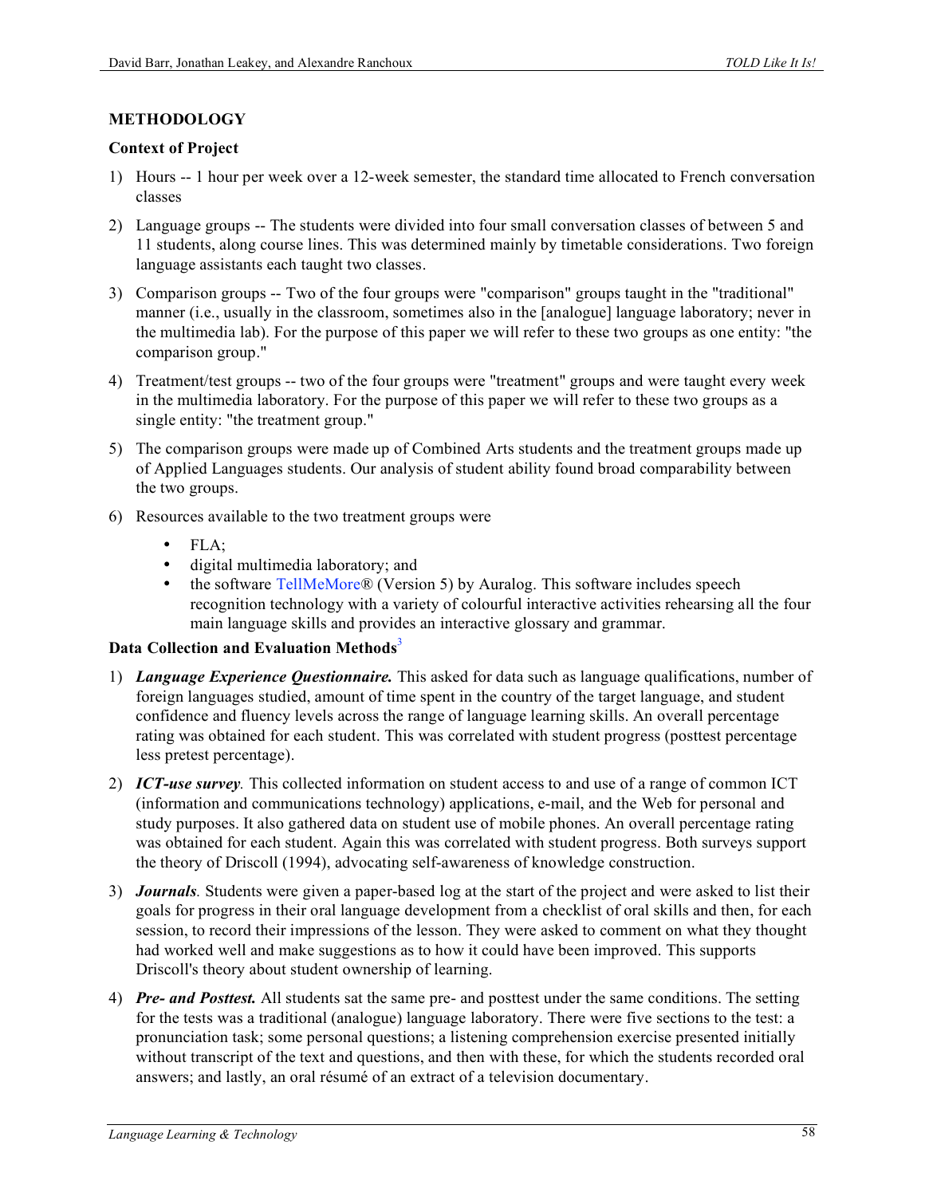## METHODOLOGY

### Context of Project

1) Hours -- 1 hour per week over a 12-week semester, the standard time allocated to French conversation classes

2) Language groups -- The students were divided into four small conversation classes of between 5 and 11 students, along course lines. This was determined mainly by timetable considerations. Two foreign language assistants each taught two classes.

3) Comparison groups -- Two of the four groups were "comparison" groups taught in the "traditional" manner (i.e., usually in the classroom, sometimes also in the [analogue] language laboratory; never in the multimedia lab). For the purpose of this paper we will refer to these two groups as one entity: "the comparison group."

4) Treatment/test groups -- two of the four groups were "treatment" groups and were taught every week in the multimedia laboratory. For the purpose of this paper we will refer to these two groups as a single entity: "the treatment group."

5) The comparison groups were made up of Combined Arts students and the treatment groups made up of Applied Languages students. Our analysis of student ability found broad comparability between the two groups.

6) Resources available to the two treatment groups were
   - FLA;
   - digital multimedia laboratory; and
   - the software TellMeMore® (Version 5) by Auralog. This software includes speech recognition technology with a variety of colourful interactive activities rehearsing all the four main language skills and provides an interactive glossary and grammar.

### Data Collection and Evaluation Methods[3]

1) ***Language Experience Questionnaire.*** This asked for data such as language qualifications, number of foreign languages studied, amount of time spent in the country of the target language, and student confidence and fluency levels across the range of language learning skills. An overall percentage rating was obtained for each student. This was correlated with student progress (posttest percentage less pretest percentage).

2) ***ICT-use survey****.* This collected information on student access to and use of a range of common ICT (information and communications technology) applications, e-mail, and the Web for personal and study purposes. It also gathered data on student use of mobile phones. An overall percentage rating was obtained for each student. Again this was correlated with student progress. Both surveys support the theory of Driscoll (1994), advocating self-awareness of knowledge construction.

3) ***Journals****.* Students were given a paper-based log at the start of the project and were asked to list their goals for progress in their oral language development from a checklist of oral skills and then, for each session, to record their impressions of the lesson. They were asked to comment on what they thought had worked well and make suggestions as to how it could have been improved. This supports Driscoll's theory about student ownership of learning.

4) ***Pre- and Posttest.*** All students sat the same pre- and posttest under the same conditions. The setting for the tests was a traditional (analogue) language laboratory. There were five sections to the test: a pronunciation task; some personal questions; a listening comprehension exercise presented initially without transcript of the text and questions, and then with these, for which the students recorded oral answers; and lastly, an oral résumé of an extract of a television documentary.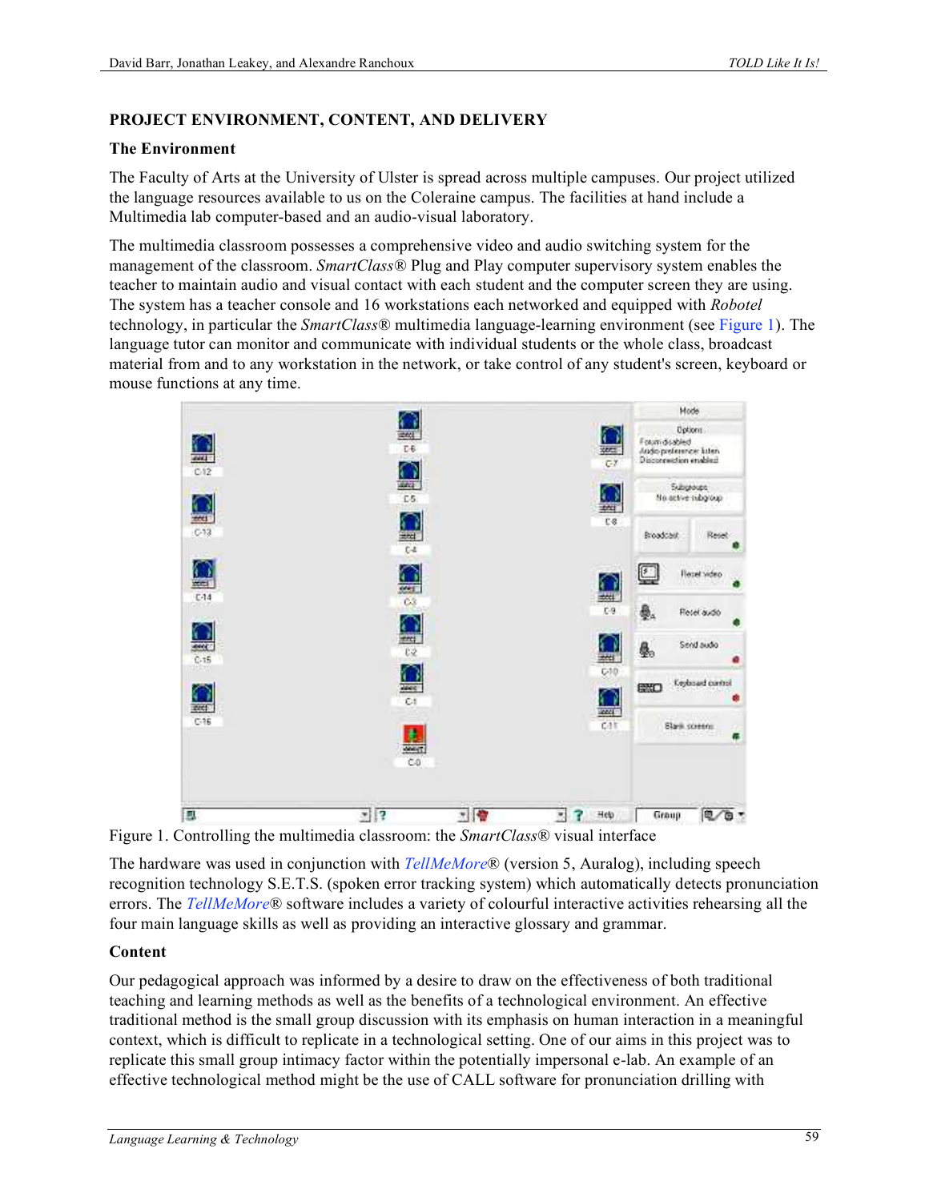## PROJECT ENVIRONMENT, CONTENT, AND DELIVERY

### The Environment

The Faculty of Arts at the University of Ulster is spread across multiple campuses. Our project utilized the language resources available to us on the Coleraine campus. The facilities at hand include a Multimedia lab computer-based and an audio-visual laboratory.

The multimedia classroom possesses a comprehensive video and audio switching system for the management of the classroom. *SmartClass*® Plug and Play computer supervisory system enables the teacher to maintain audio and visual contact with each student and the computer screen they are using. The system has a teacher console and 16 workstations each networked and equipped with *Robotel* technology, in particular the *SmartClass*® multimedia language-learning environment (see Figure 1). The language tutor can monitor and communicate with individual students or the whole class, broadcast material from and to any workstation in the network, or take control of any student's screen, keyboard or mouse functions at any time.

Figure 1. Controlling the multimedia classroom: the *SmartClass*® visual interface

The hardware was used in conjunction with *TellMeMore*® (version 5, Auralog), including speech recognition technology S.E.T.S. (spoken error tracking system) which automatically detects pronunciation errors. The *TellMeMore*® software includes a variety of colourful interactive activities rehearsing all the four main language skills as well as providing an interactive glossary and grammar.

### Content

Our pedagogical approach was informed by a desire to draw on the effectiveness of both traditional teaching and learning methods as well as the benefits of a technological environment. An effective traditional method is the small group discussion with its emphasis on human interaction in a meaningful context, which is difficult to replicate in a technological setting. One of our aims in this project was to replicate this small group intimacy factor within the potentially impersonal e-lab. An example of an effective technological method might be the use of CALL software for pronunciation drilling with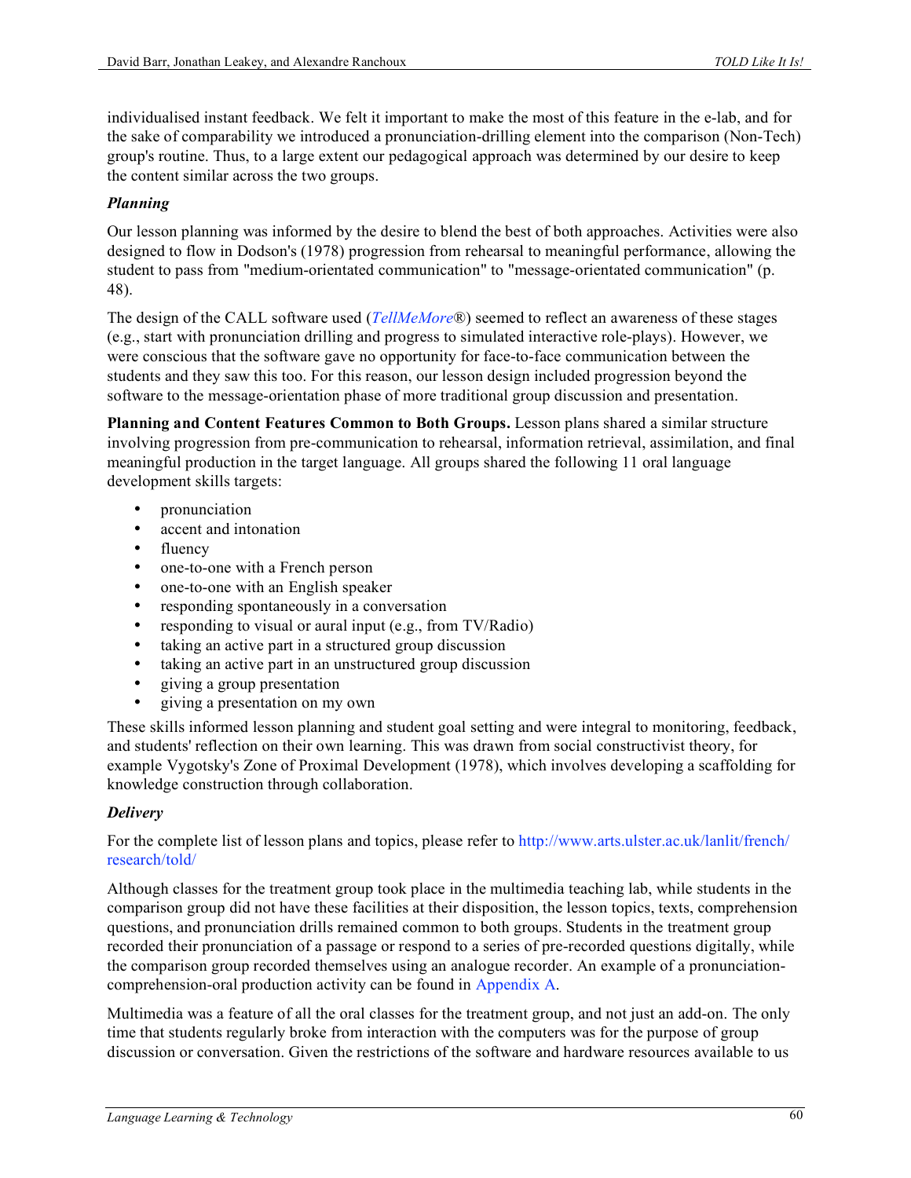individualised instant feedback. We felt it important to make the most of this feature in the e-lab, and for the sake of comparability we introduced a pronunciation-drilling element into the comparison (Non-Tech) group's routine. Thus, to a large extent our pedagogical approach was determined by our desire to keep the content similar across the two groups.

### *Planning*

Our lesson planning was informed by the desire to blend the best of both approaches. Activities were also designed to flow in Dodson's (1978) progression from rehearsal to meaningful performance, allowing the student to pass from "medium-orientated communication" to "message-orientated communication" (p. 48).

The design of the CALL software used (*TellMeMore*®) seemed to reflect an awareness of these stages (e.g., start with pronunciation drilling and progress to simulated interactive role-plays). However, we were conscious that the software gave no opportunity for face-to-face communication between the students and they saw this too. For this reason, our lesson design included progression beyond the software to the message-orientation phase of more traditional group discussion and presentation.

**Planning and Content Features Common to Both Groups.** Lesson plans shared a similar structure involving progression from pre-communication to rehearsal, information retrieval, assimilation, and final meaningful production in the target language. All groups shared the following 11 oral language development skills targets:

- pronunciation
- accent and intonation
- fluency
- one-to-one with a French person
- one-to-one with an English speaker
- responding spontaneously in a conversation
- responding to visual or aural input (e.g., from TV/Radio)
- taking an active part in a structured group discussion
- taking an active part in an unstructured group discussion
- giving a group presentation
- giving a presentation on my own

These skills informed lesson planning and student goal setting and were integral to monitoring, feedback, and students' reflection on their own learning. This was drawn from social constructivist theory, for example Vygotsky's Zone of Proximal Development (1978), which involves developing a scaffolding for knowledge construction through collaboration.

### *Delivery*

For the complete list of lesson plans and topics, please refer to http://www.arts.ulster.ac.uk/lanlit/french/research/told/

Although classes for the treatment group took place in the multimedia teaching lab, while students in the comparison group did not have these facilities at their disposition, the lesson topics, texts, comprehension questions, and pronunciation drills remained common to both groups. Students in the treatment group recorded their pronunciation of a passage or respond to a series of pre-recorded questions digitally, while the comparison group recorded themselves using an analogue recorder. An example of a pronunciation-comprehension-oral production activity can be found in Appendix A.

Multimedia was a feature of all the oral classes for the treatment group, and not just an add-on. The only time that students regularly broke from interaction with the computers was for the purpose of group discussion or conversation. Given the restrictions of the software and hardware resources available to us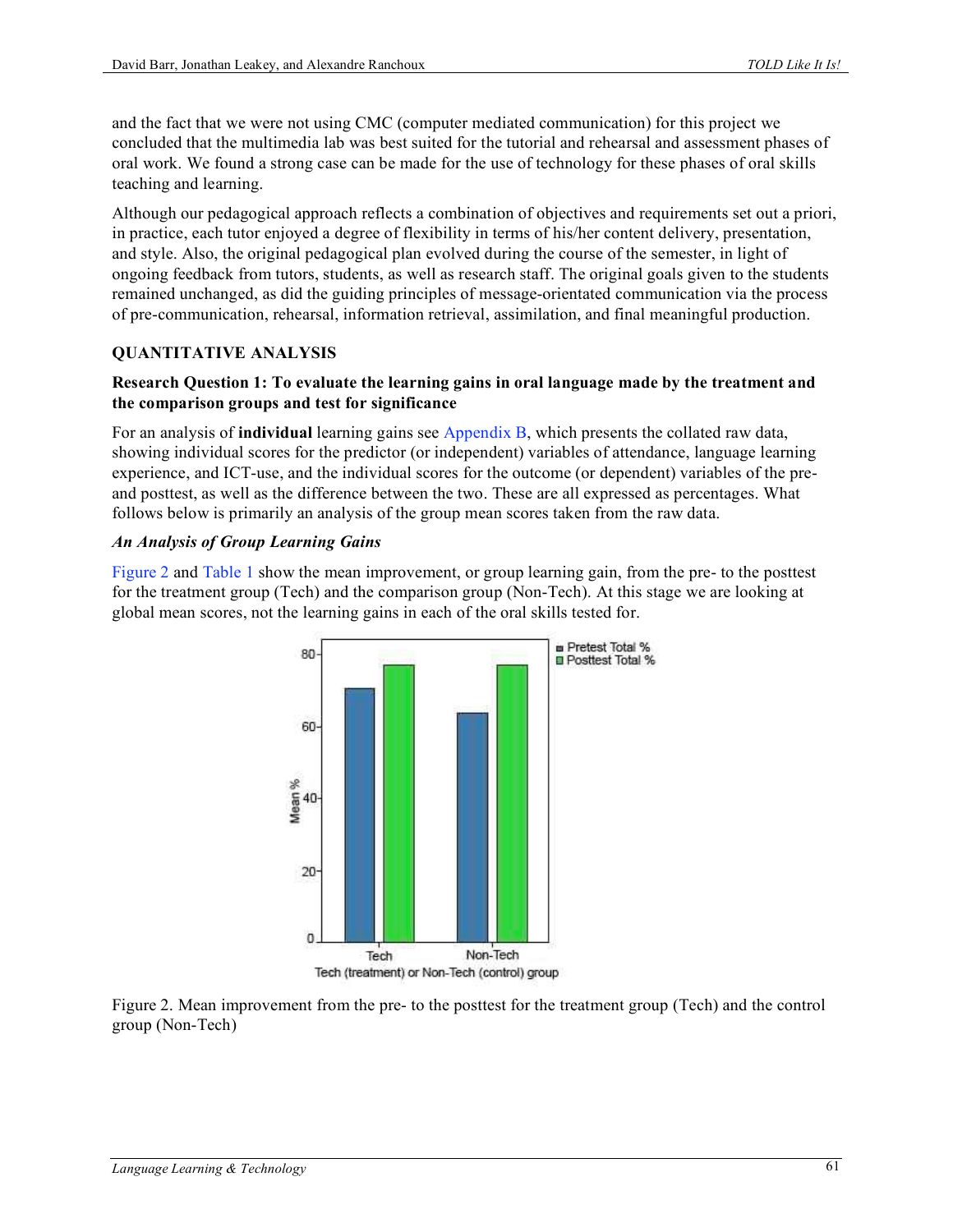and the fact that we were not using CMC (computer mediated communication) for this project we concluded that the multimedia lab was best suited for the tutorial and rehearsal and assessment phases of oral work. We found a strong case can be made for the use of technology for these phases of oral skills teaching and learning.

Although our pedagogical approach reflects a combination of objectives and requirements set out a priori, in practice, each tutor enjoyed a degree of flexibility in terms of his/her content delivery, presentation, and style. Also, the original pedagogical plan evolved during the course of the semester, in light of ongoing feedback from tutors, students, as well as research staff. The original goals given to the students remained unchanged, as did the guiding principles of message-orientated communication via the process of pre-communication, rehearsal, information retrieval, assimilation, and final meaningful production.

## QUANTITATIVE ANALYSIS

### Research Question 1: To evaluate the learning gains in oral language made by the treatment and the comparison groups and test for significance

For an analysis of **individual** learning gains see Appendix B, which presents the collated raw data, showing individual scores for the predictor (or independent) variables of attendance, language learning experience, and ICT-use, and the individual scores for the outcome (or dependent) variables of the pre- and posttest, as well as the difference between the two. These are all expressed as percentages. What follows below is primarily an analysis of the group mean scores taken from the raw data.

#### *An Analysis of Group Learning Gains*

Figure 2 and Table 1 show the mean improvement, or group learning gain, from the pre- to the posttest for the treatment group (Tech) and the comparison group (Non-Tech). At this stage we are looking at global mean scores, not the learning gains in each of the oral skills tested for.

Figure 2. Mean improvement from the pre- to the posttest for the treatment group (Tech) and the control group (Non-Tech)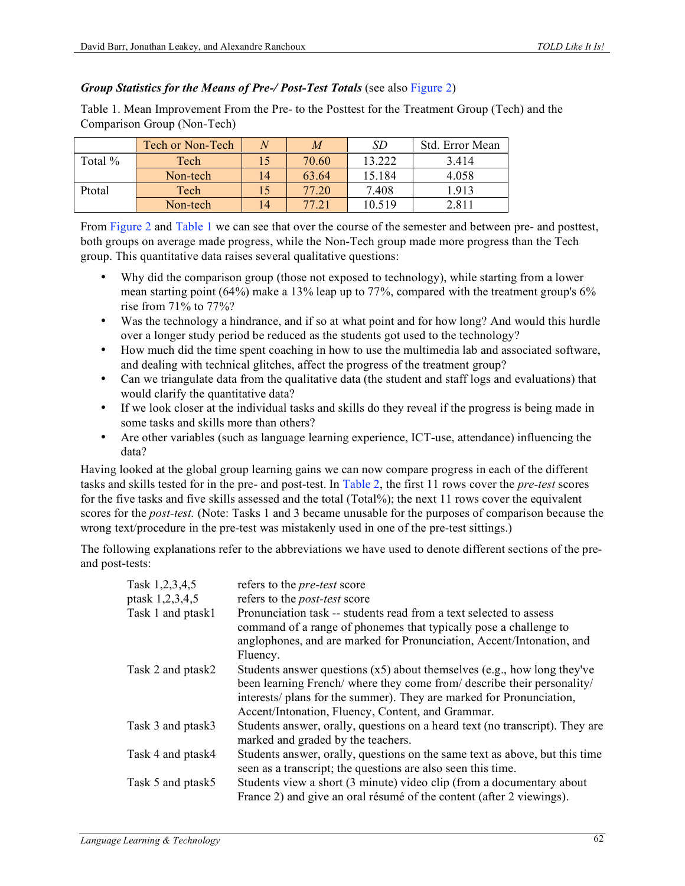***Group Statistics for the Means of Pre-/ Post-Test Totals*** (see also Figure 2)

Table 1. Mean Improvement From the Pre- to the Posttest for the Treatment Group (Tech) and the Comparison Group (Non-Tech)

| | Tech or Non-Tech | *N* | *M* | *SD* | Std. Error Mean |
|---|---|---|---|---|---|
| Total % | Tech | 15 | 70.60 | 13.222 | 3.414 |
| | Non-tech | 14 | 63.64 | 15.184 | 4.058 |
| Ptotal | Tech | 15 | 77.20 | 7.408 | 1.913 |
| | Non-tech | 14 | 77.21 | 10.519 | 2.811 |

From Figure 2 and Table 1 we can see that over the course of the semester and between pre- and posttest, both groups on average made progress, while the Non-Tech group made more progress than the Tech group. This quantitative data raises several qualitative questions:

- Why did the comparison group (those not exposed to technology), while starting from a lower mean starting point (64%) make a 13% leap up to 77%, compared with the treatment group's 6% rise from 71% to 77%?
- Was the technology a hindrance, and if so at what point and for how long? And would this hurdle over a longer study period be reduced as the students got used to the technology?
- How much did the time spent coaching in how to use the multimedia lab and associated software, and dealing with technical glitches, affect the progress of the treatment group?
- Can we triangulate data from the qualitative data (the student and staff logs and evaluations) that would clarify the quantitative data?
- If we look closer at the individual tasks and skills do they reveal if the progress is being made in some tasks and skills more than others?
- Are other variables (such as language learning experience, ICT-use, attendance) influencing the data?

Having looked at the global group learning gains we can now compare progress in each of the different tasks and skills tested for in the pre- and post-test. In Table 2, the first 11 rows cover the *pre-test* scores for the five tasks and five skills assessed and the total (Total%); the next 11 rows cover the equivalent scores for the *post-test.* (Note: Tasks 1 and 3 became unusable for the purposes of comparison because the wrong text/procedure in the pre-test was mistakenly used in one of the pre-test sittings.)

The following explanations refer to the abbreviations we have used to denote different sections of the pre- and post-tests:

| | |
|---|---|
| Task 1,2,3,4,5 | refers to the *pre-test* score |
| ptask 1,2,3,4,5 | refers to the *post-test* score |
| Task 1 and ptask1 | Pronunciation task -- students read from a text selected to assess command of a range of phonemes that typically pose a challenge to anglophones, and are marked for Pronunciation, Accent/Intonation, and Fluency. |
| Task 2 and ptask2 | Students answer questions (x5) about themselves (e.g., how long they've been learning French/ where they come from/ describe their personality/ interests/ plans for the summer). They are marked for Pronunciation, Accent/Intonation, Fluency, Content, and Grammar. |
| Task 3 and ptask3 | Students answer, orally, questions on a heard text (no transcript). They are marked and graded by the teachers. |
| Task 4 and ptask4 | Students answer, orally, questions on the same text as above, but this time seen as a transcript; the questions are also seen this time. |
| Task 5 and ptask5 | Students view a short (3 minute) video clip (from a documentary about France 2) and give an oral résumé of the content (after 2 viewings). |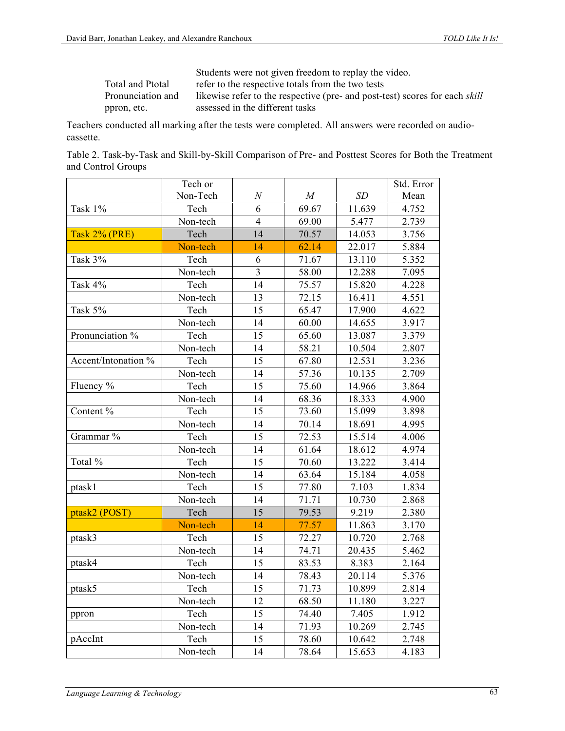| | |
|---|---|
| | Students were not given freedom to replay the video. |
| Total and Ptotal | refer to the respective totals from the two tests |
| Pronunciation and ppron, etc. | likewise refer to the respective (pre- and post-test) scores for each *skill* assessed in the different tasks |

Teachers conducted all marking after the tests were completed. All answers were recorded on audio-cassette.

Table 2. Task-by-Task and Skill-by-Skill Comparison of Pre- and Posttest Scores for Both the Treatment and Control Groups

| | Tech or Non-Tech | *N* | *M* | *SD* | Std. Error Mean |
|---|---|---|---|---|---|
| Task 1% | Tech | 6 | 69.67 | 11.639 | 4.752 |
| | Non-tech | 4 | 69.00 | 5.477 | 2.739 |
| Task 2% (PRE) | Tech | 14 | 70.57 | 14.053 | 3.756 |
| | Non-tech | 14 | 62.14 | 22.017 | 5.884 |
| Task 3% | Tech | 6 | 71.67 | 13.110 | 5.352 |
| | Non-tech | 3 | 58.00 | 12.288 | 7.095 |
| Task 4% | Tech | 14 | 75.57 | 15.820 | 4.228 |
| | Non-tech | 13 | 72.15 | 16.411 | 4.551 |
| Task 5% | Tech | 15 | 65.47 | 17.900 | 4.622 |
| | Non-tech | 14 | 60.00 | 14.655 | 3.917 |
| Pronunciation % | Tech | 15 | 65.60 | 13.087 | 3.379 |
| | Non-tech | 14 | 58.21 | 10.504 | 2.807 |
| Accent/Intonation % | Tech | 15 | 67.80 | 12.531 | 3.236 |
| | Non-tech | 14 | 57.36 | 10.135 | 2.709 |
| Fluency % | Tech | 15 | 75.60 | 14.966 | 3.864 |
| | Non-tech | 14 | 68.36 | 18.333 | 4.900 |
| Content % | Tech | 15 | 73.60 | 15.099 | 3.898 |
| | Non-tech | 14 | 70.14 | 18.691 | 4.995 |
| Grammar % | Tech | 15 | 72.53 | 15.514 | 4.006 |
| | Non-tech | 14 | 61.64 | 18.612 | 4.974 |
| Total % | Tech | 15 | 70.60 | 13.222 | 3.414 |
| | Non-tech | 14 | 63.64 | 15.184 | 4.058 |
| ptask1 | Tech | 15 | 77.80 | 7.103 | 1.834 |
| | Non-tech | 14 | 71.71 | 10.730 | 2.868 |
| ptask2 (POST) | Tech | 15 | 79.53 | 9.219 | 2.380 |
| | Non-tech | 14 | 77.57 | 11.863 | 3.170 |
| ptask3 | Tech | 15 | 72.27 | 10.720 | 2.768 |
| | Non-tech | 14 | 74.71 | 20.435 | 5.462 |
| ptask4 | Tech | 15 | 83.53 | 8.383 | 2.164 |
| | Non-tech | 14 | 78.43 | 20.114 | 5.376 |
| ptask5 | Tech | 15 | 71.73 | 10.899 | 2.814 |
| | Non-tech | 12 | 68.50 | 11.180 | 3.227 |
| ppron | Tech | 15 | 74.40 | 7.405 | 1.912 |
| | Non-tech | 14 | 71.93 | 10.269 | 2.745 |
| pAccInt | Tech | 15 | 78.60 | 10.642 | 2.748 |
| | Non-tech | 14 | 78.64 | 15.653 | 4.183 |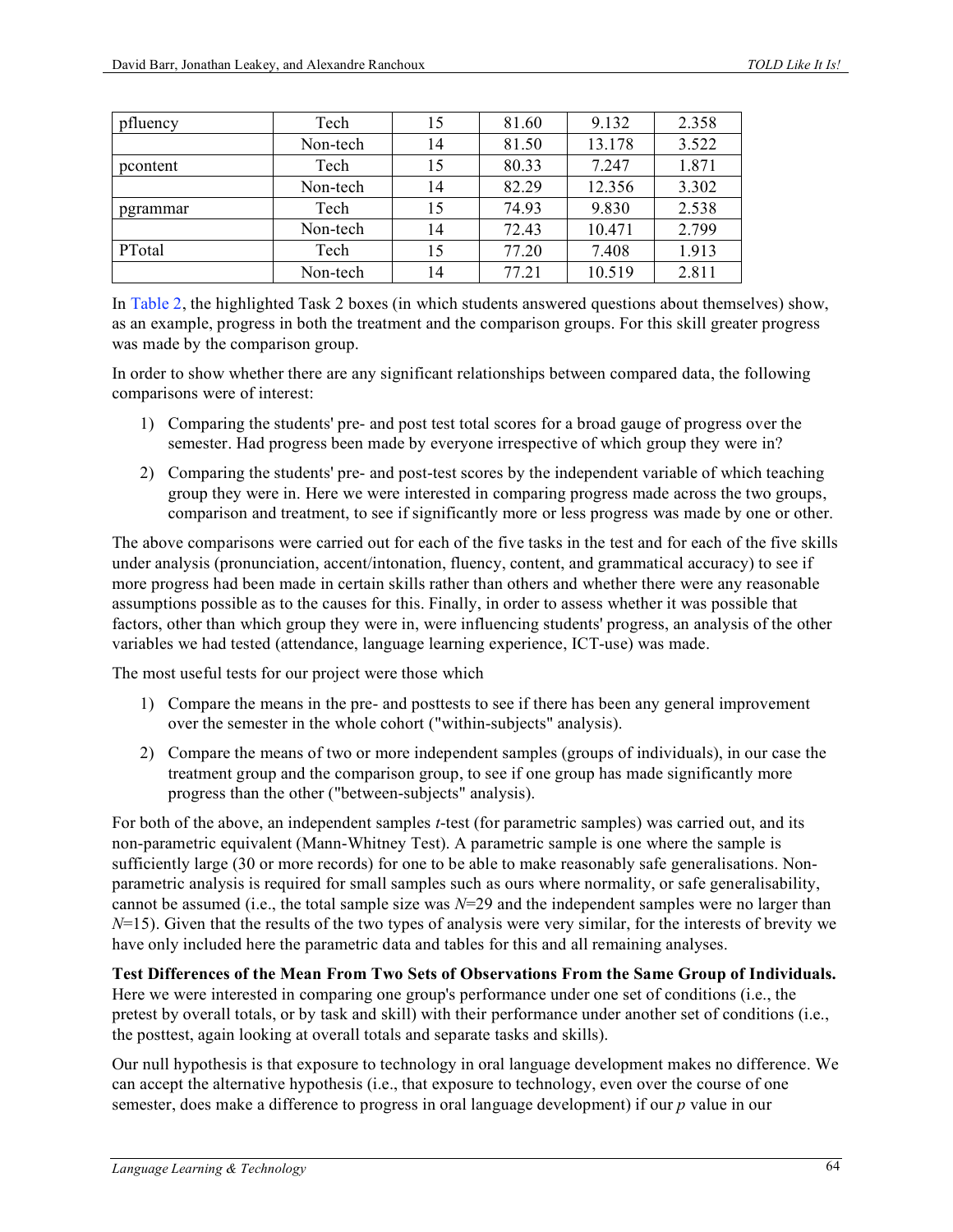| pfluency | Tech | 15 | 81.60 | 9.132 | 2.358 |
|---|---|---|---|---|---|
| | Non-tech | 14 | 81.50 | 13.178 | 3.522 |
| pcontent | Tech | 15 | 80.33 | 7.247 | 1.871 |
| | Non-tech | 14 | 82.29 | 12.356 | 3.302 |
| pgrammar | Tech | 15 | 74.93 | 9.830 | 2.538 |
| | Non-tech | 14 | 72.43 | 10.471 | 2.799 |
| PTotal | Tech | 15 | 77.20 | 7.408 | 1.913 |
| | Non-tech | 14 | 77.21 | 10.519 | 2.811 |

In Table 2, the highlighted Task 2 boxes (in which students answered questions about themselves) show, as an example, progress in both the treatment and the comparison groups. For this skill greater progress was made by the comparison group.

In order to show whether there are any significant relationships between compared data, the following comparisons were of interest:

1) Comparing the students' pre- and post test total scores for a broad gauge of progress over the semester. Had progress been made by everyone irrespective of which group they were in?
2) Comparing the students' pre- and post-test scores by the independent variable of which teaching group they were in. Here we were interested in comparing progress made across the two groups, comparison and treatment, to see if significantly more or less progress was made by one or other.

The above comparisons were carried out for each of the five tasks in the test and for each of the five skills under analysis (pronunciation, accent/intonation, fluency, content, and grammatical accuracy) to see if more progress had been made in certain skills rather than others and whether there were any reasonable assumptions possible as to the causes for this. Finally, in order to assess whether it was possible that factors, other than which group they were in, were influencing students' progress, an analysis of the other variables we had tested (attendance, language learning experience, ICT-use) was made.

The most useful tests for our project were those which

1) Compare the means in the pre- and posttests to see if there has been any general improvement over the semester in the whole cohort ("within-subjects" analysis).
2) Compare the means of two or more independent samples (groups of individuals), in our case the treatment group and the comparison group, to see if one group has made significantly more progress than the other ("between-subjects" analysis).

For both of the above, an independent samples *t*-test (for parametric samples) was carried out, and its non-parametric equivalent (Mann-Whitney Test). A parametric sample is one where the sample is sufficiently large (30 or more records) for one to be able to make reasonably safe generalisations. Non-parametric analysis is required for small samples such as ours where normality, or safe generalisability, cannot be assumed (i.e., the total sample size was $N$=29 and the independent samples were no larger than $N$=15). Given that the results of the two types of analysis were very similar, for the interests of brevity we have only included here the parametric data and tables for this and all remaining analyses.

**Test Differences of the Mean From Two Sets of Observations From the Same Group of Individuals.** Here we were interested in comparing one group's performance under one set of conditions (i.e., the pretest by overall totals, or by task and skill) with their performance under another set of conditions (i.e., the posttest, again looking at overall totals and separate tasks and skills).

Our null hypothesis is that exposure to technology in oral language development makes no difference. We can accept the alternative hypothesis (i.e., that exposure to technology, even over the course of one semester, does make a difference to progress in oral language development) if our $p$ value in our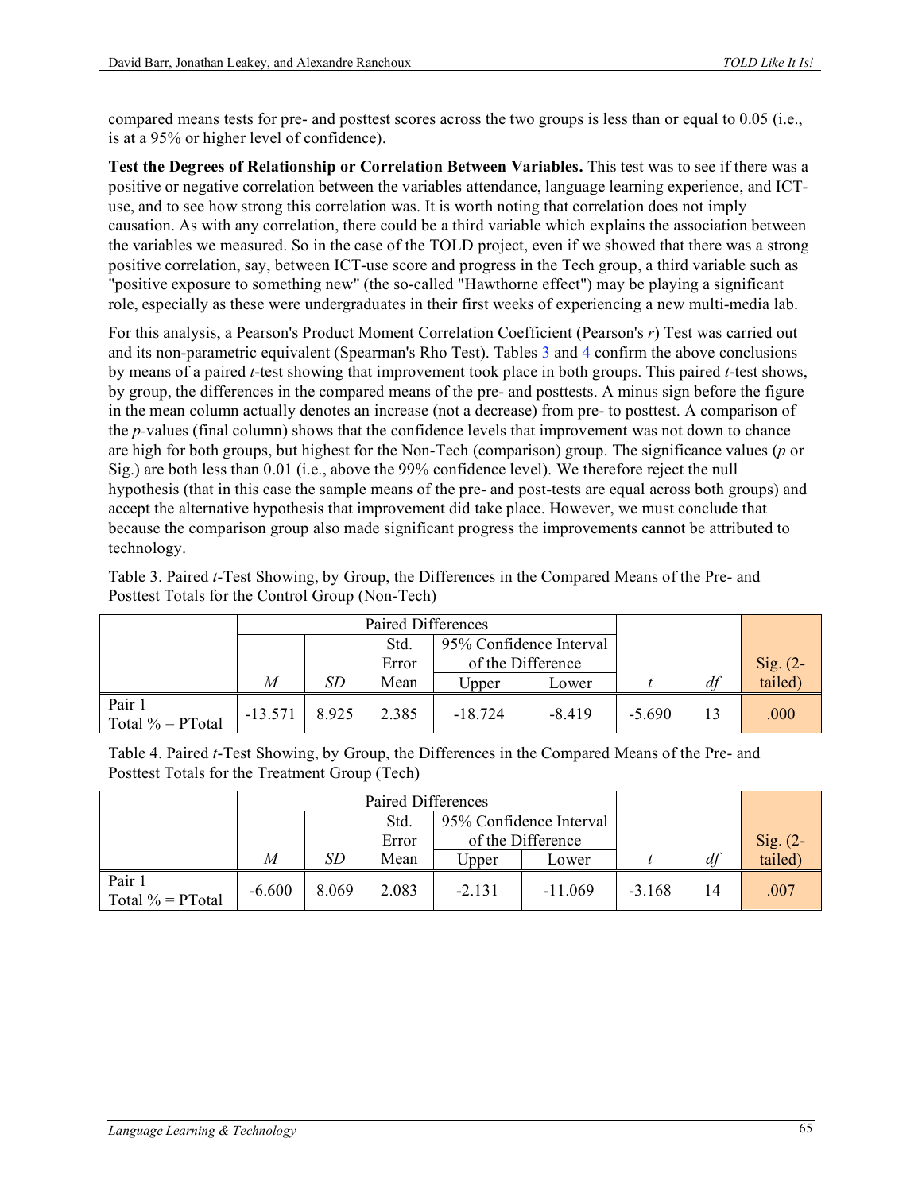compared means tests for pre- and posttest scores across the two groups is less than or equal to 0.05 (i.e., is at a 95% or higher level of confidence).

**Test the Degrees of Relationship or Correlation Between Variables.** This test was to see if there was a positive or negative correlation between the variables attendance, language learning experience, and ICT-use, and to see how strong this correlation was. It is worth noting that correlation does not imply causation. As with any correlation, there could be a third variable which explains the association between the variables we measured. So in the case of the TOLD project, even if we showed that there was a strong positive correlation, say, between ICT-use score and progress in the Tech group, a third variable such as "positive exposure to something new" (the so-called "Hawthorne effect") may be playing a significant role, especially as these were undergraduates in their first weeks of experiencing a new multi-media lab.

For this analysis, a Pearson's Product Moment Correlation Coefficient (Pearson's *r*) Test was carried out and its non-parametric equivalent (Spearman's Rho Test). Tables 3 and 4 confirm the above conclusions by means of a paired *t*-test showing that improvement took place in both groups. This paired *t*-test shows, by group, the differences in the compared means of the pre- and posttests. A minus sign before the figure in the mean column actually denotes an increase (not a decrease) from pre- to posttest. A comparison of the *p*-values (final column) shows that the confidence levels that improvement was not down to chance are high for both groups, but highest for the Non-Tech (comparison) group. The significance values (*p* or Sig.) are both less than 0.01 (i.e., above the 99% confidence level). We therefore reject the null hypothesis (that in this case the sample means of the pre- and post-tests are equal across both groups) and accept the alternative hypothesis that improvement did take place. However, we must conclude that because the comparison group also made significant progress the improvements cannot be attributed to technology.

Table 3. Paired *t*-Test Showing, by Group, the Differences in the Compared Means of the Pre- and Posttest Totals for the Control Group (Non-Tech)

| | Paired Differences | | | | | | | |
|---|---|---|---|---|---|---|---|---|
| | | | Std. Error Mean | 95% Confidence Interval of the Difference | | | | |
| | *M* | *SD* | | Upper | Lower | *t* | *df* | Sig. (2-tailed) |
| Pair 1 Total % = PTotal | -13.571 | 8.925 | 2.385 | -18.724 | -8.419 | -5.690 | 13 | .000 |

Table 4. Paired *t*-Test Showing, by Group, the Differences in the Compared Means of the Pre- and Posttest Totals for the Treatment Group (Tech)

| | Paired Differences | | | | | | | |
|---|---|---|---|---|---|---|---|---|
| | | | Std. Error Mean | 95% Confidence Interval of the Difference | | | | |
| | *M* | *SD* | | Upper | Lower | *t* | *df* | Sig. (2-tailed) |
| Pair 1 Total % = PTotal | -6.600 | 8.069 | 2.083 | -2.131 | -11.069 | -3.168 | 14 | .007 |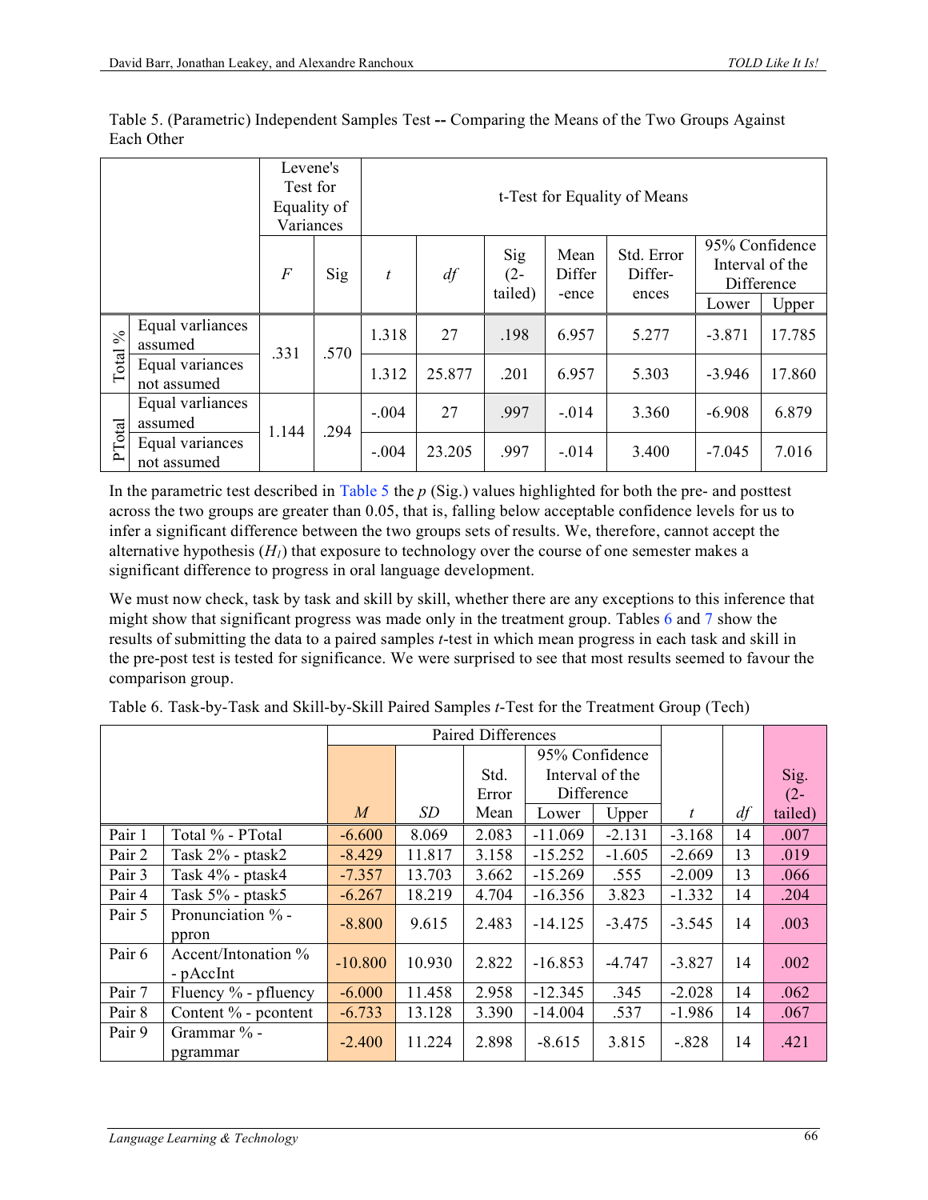Table 5. (Parametric) Independent Samples Test -- Comparing the Means of the Two Groups Against Each Other

| | | Levene's Test for Equality of Variances | | t-Test for Equality of Means | | | | | | |
|---|---|---|---|---|---|---|---|---|---|---|
| | | *F* | Sig | *t* | *df* | Sig (2-tailed) | Mean Differ-ence | Std. Error Differ-ences | 95% Confidence Interval of the Difference Lower | Upper |
| Total % | Equal varliances assumed | .331 | .570 | 1.318 | 27 | .198 | 6.957 | 5.277 | -3.871 | 17.785 |
| | Equal variances not assumed | | | 1.312 | 25.877 | .201 | 6.957 | 5.303 | -3.946 | 17.860 |
| PTotal | Equal varliances assumed | 1.144 | .294 | -.004 | 27 | .997 | -.014 | 3.360 | -6.908 | 6.879 |
| | Equal variances not assumed | | | -.004 | 23.205 | .997 | -.014 | 3.400 | -7.045 | 7.016 |

In the parametric test described in Table 5 the *p* (Sig.) values highlighted for both the pre- and posttest across the two groups are greater than 0.05, that is, falling below acceptable confidence levels for us to infer a significant difference between the two groups sets of results. We, therefore, cannot accept the alternative hypothesis ($H_1$) that exposure to technology over the course of one semester makes a significant difference to progress in oral language development.

We must now check, task by task and skill by skill, whether there are any exceptions to this inference that might show that significant progress was made only in the treatment group. Tables 6 and 7 show the results of submitting the data to a paired samples *t*-test in which mean progress in each task and skill in the pre-post test is tested for significance. We were surprised to see that most results seemed to favour the comparison group.

Table 6. Task-by-Task and Skill-by-Skill Paired Samples *t*-Test for the Treatment Group (Tech)

| | | Paired Differences | | | | | | | |
|---|---|---|---|---|---|---|---|---|---|
| | | *M* | *SD* | Std. Error Mean | 95% Confidence Interval of the Difference Lower | Upper | *t* | *df* | Sig. (2-tailed) |
| Pair 1 | Total % - PTotal | -6.600 | 8.069 | 2.083 | -11.069 | -2.131 | -3.168 | 14 | .007 |
| Pair 2 | Task 2% - ptask2 | -8.429 | 11.817 | 3.158 | -15.252 | -1.605 | -2.669 | 13 | .019 |
| Pair 3 | Task 4% - ptask4 | -7.357 | 13.703 | 3.662 | -15.269 | .555 | -2.009 | 13 | .066 |
| Pair 4 | Task 5% - ptask5 | -6.267 | 18.219 | 4.704 | -16.356 | 3.823 | -1.332 | 14 | .204 |
| Pair 5 | Pronunciation % - ppron | -8.800 | 9.615 | 2.483 | -14.125 | -3.475 | -3.545 | 14 | .003 |
| Pair 6 | Accent/Intonation % - pAccInt | -10.800 | 10.930 | 2.822 | -16.853 | -4.747 | -3.827 | 14 | .002 |
| Pair 7 | Fluency % - pfluency | -6.000 | 11.458 | 2.958 | -12.345 | .345 | -2.028 | 14 | .062 |
| Pair 8 | Content % - pcontent | -6.733 | 13.128 | 3.390 | -14.004 | .537 | -1.986 | 14 | .067 |
| Pair 9 | Grammar % - pgrammar | -2.400 | 11.224 | 2.898 | -8.615 | 3.815 | -.828 | 14 | .421 |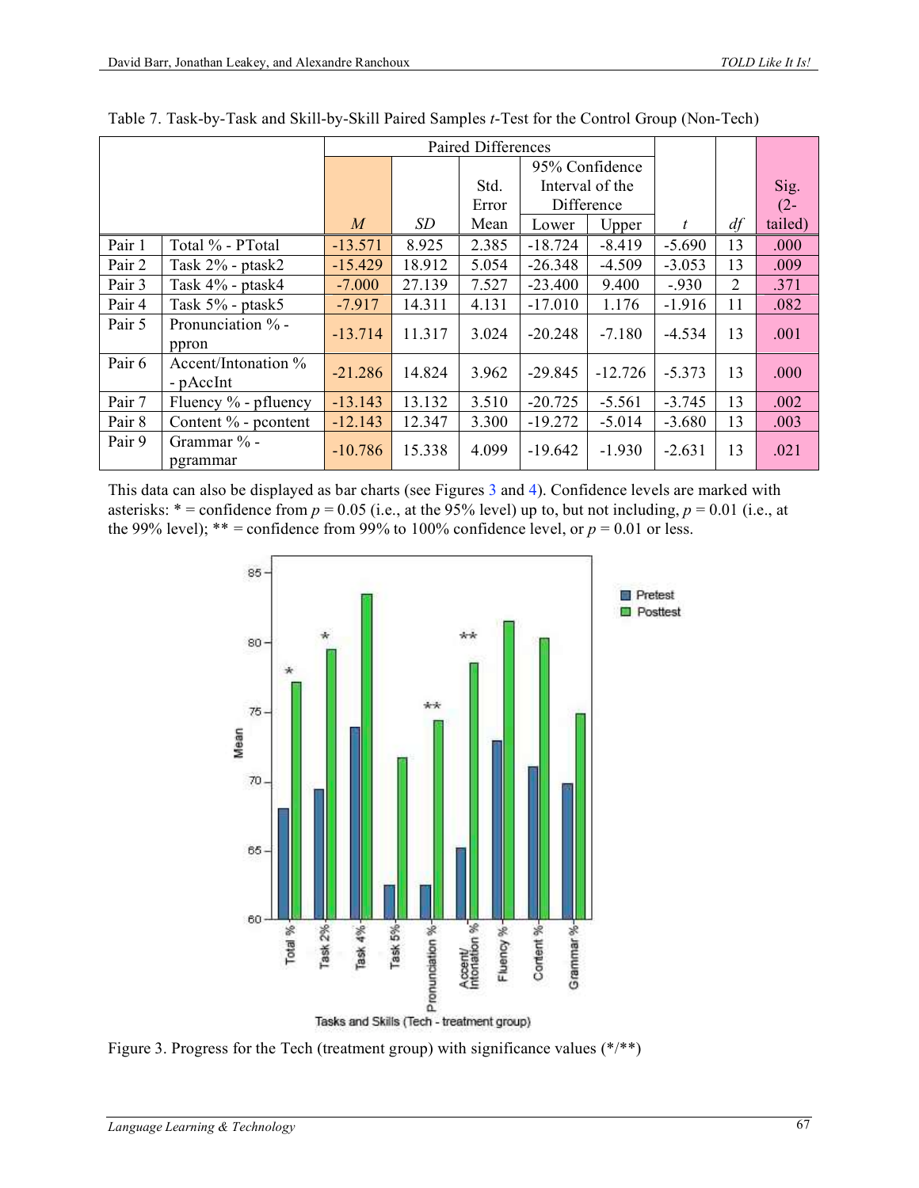Table 7. Task-by-Task and Skill-by-Skill Paired Samples *t*-Test for the Control Group (Non-Tech)

| | | Paired Differences | | | | | | | |
|---|---|---|---|---|---|---|---|---|---|
| | | | | Std. Error | 95% Confidence Interval of the Difference | | | | Sig. (2-tailed) |
| | | *M* | *SD* | Mean | Lower | Upper | *t* | *df* | |
| Pair 1 | Total % - PTotal | -13.571 | 8.925 | 2.385 | -18.724 | -8.419 | -5.690 | 13 | .000 |
| Pair 2 | Task 2% - ptask2 | -15.429 | 18.912 | 5.054 | -26.348 | -4.509 | -3.053 | 13 | .009 |
| Pair 3 | Task 4% - ptask4 | -7.000 | 27.139 | 7.527 | -23.400 | 9.400 | -.930 | 2 | .371 |
| Pair 4 | Task 5% - ptask5 | -7.917 | 14.311 | 4.131 | -17.010 | 1.176 | -1.916 | 11 | .082 |
| Pair 5 | Pronunciation % - ppron | -13.714 | 11.317 | 3.024 | -20.248 | -7.180 | -4.534 | 13 | .001 |
| Pair 6 | Accent/Intonation % - pAccInt | -21.286 | 14.824 | 3.962 | -29.845 | -12.726 | -5.373 | 13 | .000 |
| Pair 7 | Fluency % - pfluency | -13.143 | 13.132 | 3.510 | -20.725 | -5.561 | -3.745 | 13 | .002 |
| Pair 8 | Content % - pcontent | -12.143 | 12.347 | 3.300 | -19.272 | -5.014 | -3.680 | 13 | .003 |
| Pair 9 | Grammar % - pgrammar | -10.786 | 15.338 | 4.099 | -19.642 | -1.930 | -2.631 | 13 | .021 |

This data can also be displayed as bar charts (see Figures 3 and 4). Confidence levels are marked with asterisks: * = confidence from $p = 0.05$ (i.e., at the 95% level) up to, but not including, $p = 0.01$ (i.e., at the 99% level); ** = confidence from 99% to 100% confidence level, or $p = 0.01$ or less.

Figure 3. Progress for the Tech (treatment group) with significance values (*/**)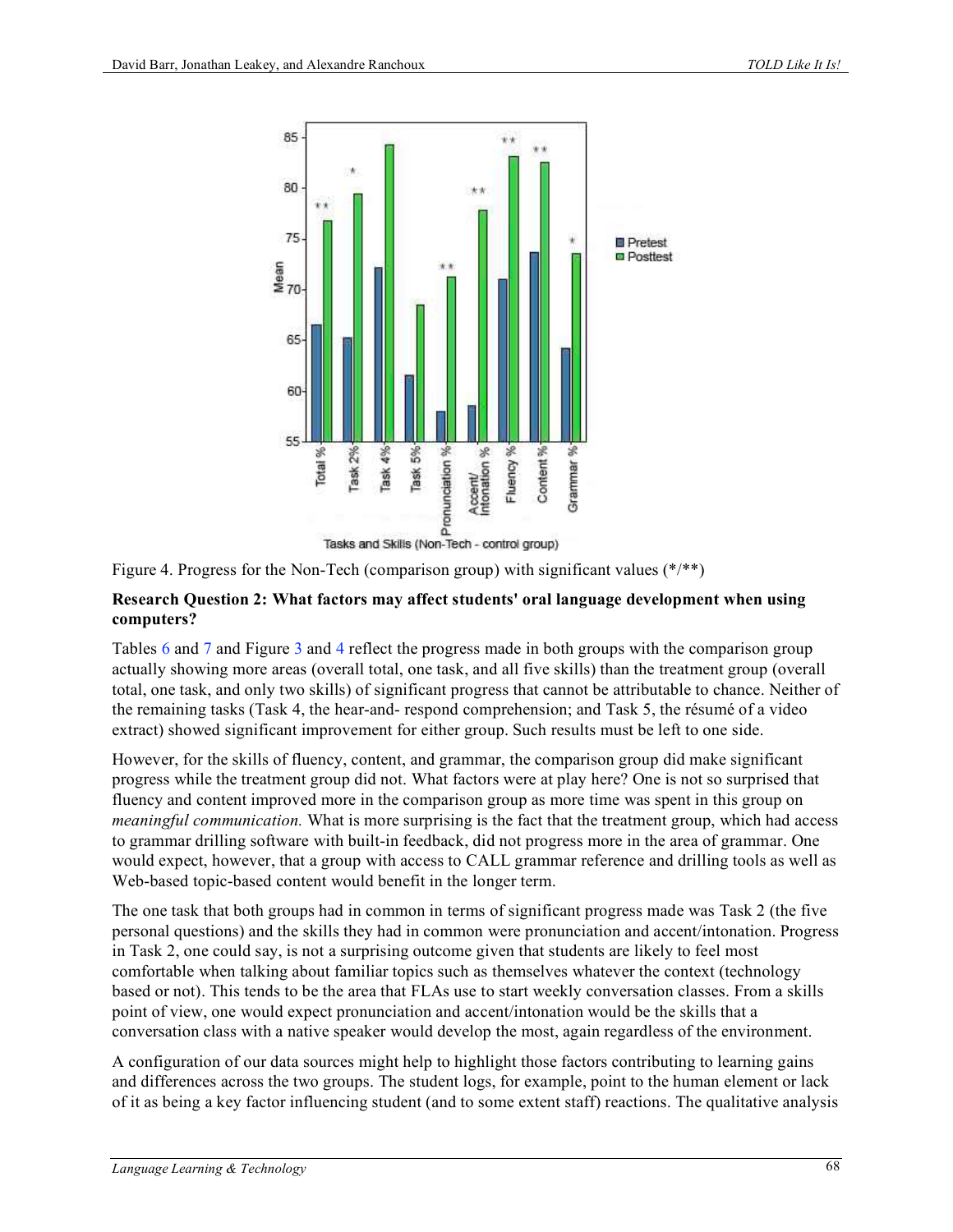Figure 4. Progress for the Non-Tech (comparison group) with significant values (*/**)

**Research Question 2: What factors may affect students' oral language development when using computers?**

Tables 6 and 7 and Figure 3 and 4 reflect the progress made in both groups with the comparison group actually showing more areas (overall total, one task, and all five skills) than the treatment group (overall total, one task, and only two skills) of significant progress that cannot be attributable to chance. Neither of the remaining tasks (Task 4, the hear-and- respond comprehension; and Task 5, the résumé of a video extract) showed significant improvement for either group. Such results must be left to one side.

However, for the skills of fluency, content, and grammar, the comparison group did make significant progress while the treatment group did not. What factors were at play here? One is not so surprised that fluency and content improved more in the comparison group as more time was spent in this group on *meaningful communication.* What is more surprising is the fact that the treatment group, which had access to grammar drilling software with built-in feedback, did not progress more in the area of grammar. One would expect, however, that a group with access to CALL grammar reference and drilling tools as well as Web-based topic-based content would benefit in the longer term.

The one task that both groups had in common in terms of significant progress made was Task 2 (the five personal questions) and the skills they had in common were pronunciation and accent/intonation. Progress in Task 2, one could say, is not a surprising outcome given that students are likely to feel most comfortable when talking about familiar topics such as themselves whatever the context (technology based or not). This tends to be the area that FLAs use to start weekly conversation classes. From a skills point of view, one would expect pronunciation and accent/intonation would be the skills that a conversation class with a native speaker would develop the most, again regardless of the environment.

A configuration of our data sources might help to highlight those factors contributing to learning gains and differences across the two groups. The student logs, for example, point to the human element or lack of it as being a key factor influencing student (and to some extent staff) reactions. The qualitative analysis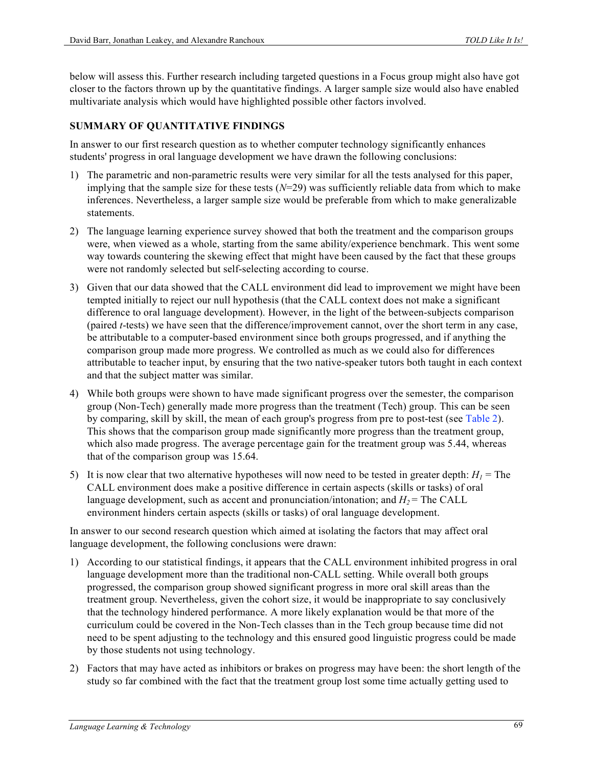below will assess this. Further research including targeted questions in a Focus group might also have got closer to the factors thrown up by the quantitative findings. A larger sample size would also have enabled multivariate analysis which would have highlighted possible other factors involved.

## SUMMARY OF QUANTITATIVE FINDINGS

In answer to our first research question as to whether computer technology significantly enhances students' progress in oral language development we have drawn the following conclusions:

1) The parametric and non-parametric results were very similar for all the tests analysed for this paper, implying that the sample size for these tests ($N$=29) was sufficiently reliable data from which to make inferences. Nevertheless, a larger sample size would be preferable from which to make generalizable statements.
2) The language learning experience survey showed that both the treatment and the comparison groups were, when viewed as a whole, starting from the same ability/experience benchmark. This went some way towards countering the skewing effect that might have been caused by the fact that these groups were not randomly selected but self-selecting according to course.
3) Given that our data showed that the CALL environment did lead to improvement we might have been tempted initially to reject our null hypothesis (that the CALL context does not make a significant difference to oral language development). However, in the light of the between-subjects comparison (paired *t*-tests) we have seen that the difference/improvement cannot, over the short term in any case, be attributable to a computer-based environment since both groups progressed, and if anything the comparison group made more progress. We controlled as much as we could also for differences attributable to teacher input, by ensuring that the two native-speaker tutors both taught in each context and that the subject matter was similar.
4) While both groups were shown to have made significant progress over the semester, the comparison group (Non-Tech) generally made more progress than the treatment (Tech) group. This can be seen by comparing, skill by skill, the mean of each group's progress from pre to post-test (see Table 2). This shows that the comparison group made significantly more progress than the treatment group, which also made progress. The average percentage gain for the treatment group was 5.44, whereas that of the comparison group was 15.64.
5) It is now clear that two alternative hypotheses will now need to be tested in greater depth: $H_1$ = The CALL environment does make a positive difference in certain aspects (skills or tasks) of oral language development, such as accent and pronunciation/intonation; and $H_2$ = The CALL environment hinders certain aspects (skills or tasks) of oral language development.

In answer to our second research question which aimed at isolating the factors that may affect oral language development, the following conclusions were drawn:

1) According to our statistical findings, it appears that the CALL environment inhibited progress in oral language development more than the traditional non-CALL setting. While overall both groups progressed, the comparison group showed significant progress in more oral skill areas than the treatment group. Nevertheless, given the cohort size, it would be inappropriate to say conclusively that the technology hindered performance. A more likely explanation would be that more of the curriculum could be covered in the Non-Tech classes than in the Tech group because time did not need to be spent adjusting to the technology and this ensured good linguistic progress could be made by those students not using technology.
2) Factors that may have acted as inhibitors or brakes on progress may have been: the short length of the study so far combined with the fact that the treatment group lost some time actually getting used to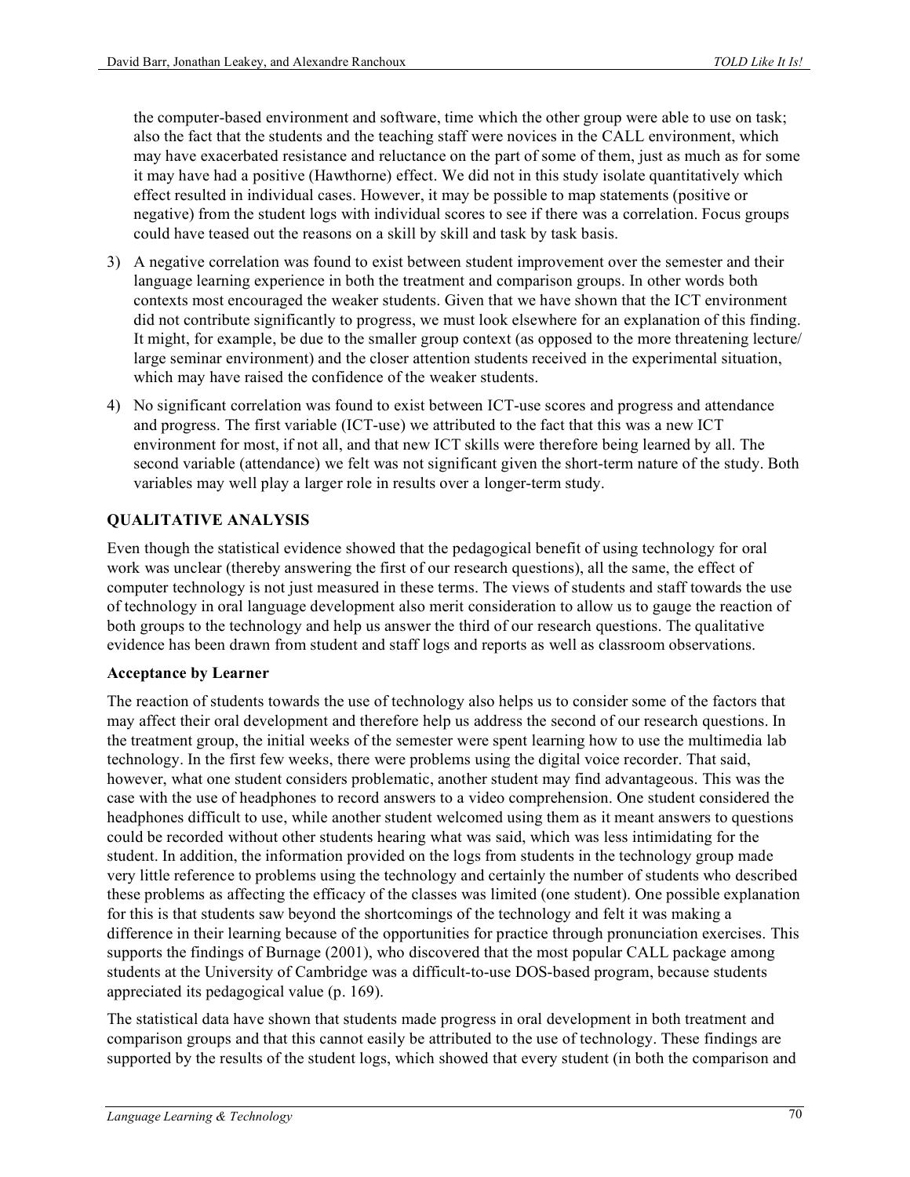the computer-based environment and software, time which the other group were able to use on task; also the fact that the students and the teaching staff were novices in the CALL environment, which may have exacerbated resistance and reluctance on the part of some of them, just as much as for some it may have had a positive (Hawthorne) effect. We did not in this study isolate quantitatively which effect resulted in individual cases. However, it may be possible to map statements (positive or negative) from the student logs with individual scores to see if there was a correlation. Focus groups could have teased out the reasons on a skill by skill and task by task basis.

3) A negative correlation was found to exist between student improvement over the semester and their language learning experience in both the treatment and comparison groups. In other words both contexts most encouraged the weaker students. Given that we have shown that the ICT environment did not contribute significantly to progress, we must look elsewhere for an explanation of this finding. It might, for example, be due to the smaller group context (as opposed to the more threatening lecture/ large seminar environment) and the closer attention students received in the experimental situation, which may have raised the confidence of the weaker students.

4) No significant correlation was found to exist between ICT-use scores and progress and attendance and progress. The first variable (ICT-use) we attributed to the fact that this was a new ICT environment for most, if not all, and that new ICT skills were therefore being learned by all. The second variable (attendance) we felt was not significant given the short-term nature of the study. Both variables may well play a larger role in results over a longer-term study.

## QUALITATIVE ANALYSIS

Even though the statistical evidence showed that the pedagogical benefit of using technology for oral work was unclear (thereby answering the first of our research questions), all the same, the effect of computer technology is not just measured in these terms. The views of students and staff towards the use of technology in oral language development also merit consideration to allow us to gauge the reaction of both groups to the technology and help us answer the third of our research questions. The qualitative evidence has been drawn from student and staff logs and reports as well as classroom observations.

### Acceptance by Learner

The reaction of students towards the use of technology also helps us to consider some of the factors that may affect their oral development and therefore help us address the second of our research questions. In the treatment group, the initial weeks of the semester were spent learning how to use the multimedia lab technology. In the first few weeks, there were problems using the digital voice recorder. That said, however, what one student considers problematic, another student may find advantageous. This was the case with the use of headphones to record answers to a video comprehension. One student considered the headphones difficult to use, while another student welcomed using them as it meant answers to questions could be recorded without other students hearing what was said, which was less intimidating for the student. In addition, the information provided on the logs from students in the technology group made very little reference to problems using the technology and certainly the number of students who described these problems as affecting the efficacy of the classes was limited (one student). One possible explanation for this is that students saw beyond the shortcomings of the technology and felt it was making a difference in their learning because of the opportunities for practice through pronunciation exercises. This supports the findings of Burnage (2001), who discovered that the most popular CALL package among students at the University of Cambridge was a difficult-to-use DOS-based program, because students appreciated its pedagogical value (p. 169).

The statistical data have shown that students made progress in oral development in both treatment and comparison groups and that this cannot easily be attributed to the use of technology. These findings are supported by the results of the student logs, which showed that every student (in both the comparison and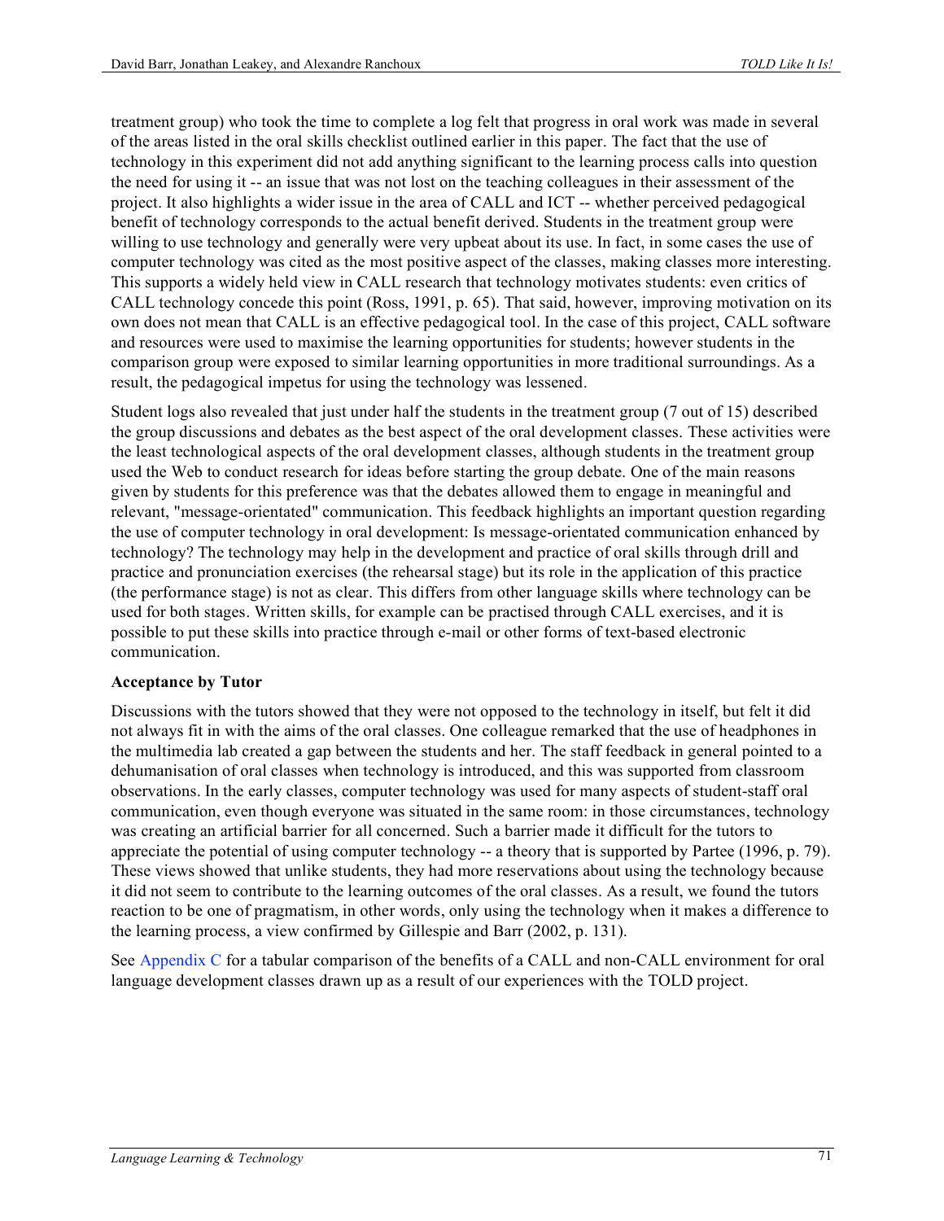treatment group) who took the time to complete a log felt that progress in oral work was made in several of the areas listed in the oral skills checklist outlined earlier in this paper. The fact that the use of technology in this experiment did not add anything significant to the learning process calls into question the need for using it -- an issue that was not lost on the teaching colleagues in their assessment of the project. It also highlights a wider issue in the area of CALL and ICT -- whether perceived pedagogical benefit of technology corresponds to the actual benefit derived. Students in the treatment group were willing to use technology and generally were very upbeat about its use. In fact, in some cases the use of computer technology was cited as the most positive aspect of the classes, making classes more interesting. This supports a widely held view in CALL research that technology motivates students: even critics of CALL technology concede this point (Ross, 1991, p. 65). That said, however, improving motivation on its own does not mean that CALL is an effective pedagogical tool. In the case of this project, CALL software and resources were used to maximise the learning opportunities for students; however students in the comparison group were exposed to similar learning opportunities in more traditional surroundings. As a result, the pedagogical impetus for using the technology was lessened.

Student logs also revealed that just under half the students in the treatment group (7 out of 15) described the group discussions and debates as the best aspect of the oral development classes. These activities were the least technological aspects of the oral development classes, although students in the treatment group used the Web to conduct research for ideas before starting the group debate. One of the main reasons given by students for this preference was that the debates allowed them to engage in meaningful and relevant, "message-orientated" communication. This feedback highlights an important question regarding the use of computer technology in oral development: Is message-orientated communication enhanced by technology? The technology may help in the development and practice of oral skills through drill and practice and pronunciation exercises (the rehearsal stage) but its role in the application of this practice (the performance stage) is not as clear. This differs from other language skills where technology can be used for both stages. Written skills, for example can be practised through CALL exercises, and it is possible to put these skills into practice through e-mail or other forms of text-based electronic communication.

**Acceptance by Tutor**

Discussions with the tutors showed that they were not opposed to the technology in itself, but felt it did not always fit in with the aims of the oral classes. One colleague remarked that the use of headphones in the multimedia lab created a gap between the students and her. The staff feedback in general pointed to a dehumanisation of oral classes when technology is introduced, and this was supported from classroom observations. In the early classes, computer technology was used for many aspects of student-staff oral communication, even though everyone was situated in the same room: in those circumstances, technology was creating an artificial barrier for all concerned. Such a barrier made it difficult for the tutors to appreciate the potential of using computer technology -- a theory that is supported by Partee (1996, p. 79). These views showed that unlike students, they had more reservations about using the technology because it did not seem to contribute to the learning outcomes of the oral classes. As a result, we found the tutors reaction to be one of pragmatism, in other words, only using the technology when it makes a difference to the learning process, a view confirmed by Gillespie and Barr (2002, p. 131).

See Appendix C for a tabular comparison of the benefits of a CALL and non-CALL environment for oral language development classes drawn up as a result of our experiences with the TOLD project.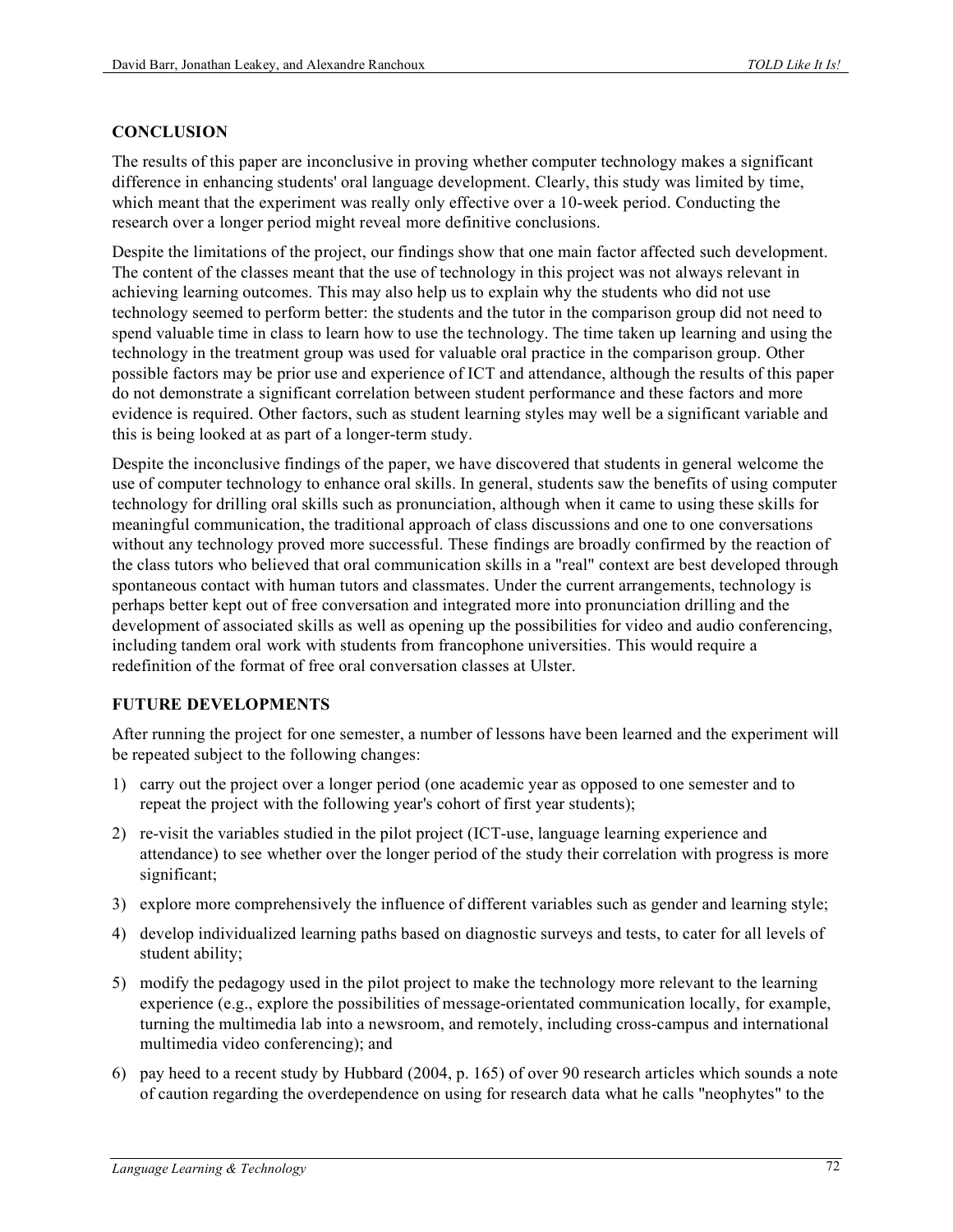## CONCLUSION

The results of this paper are inconclusive in proving whether computer technology makes a significant difference in enhancing students' oral language development. Clearly, this study was limited by time, which meant that the experiment was really only effective over a 10-week period. Conducting the research over a longer period might reveal more definitive conclusions.

Despite the limitations of the project, our findings show that one main factor affected such development. The content of the classes meant that the use of technology in this project was not always relevant in achieving learning outcomes. This may also help us to explain why the students who did not use technology seemed to perform better: the students and the tutor in the comparison group did not need to spend valuable time in class to learn how to use the technology. The time taken up learning and using the technology in the treatment group was used for valuable oral practice in the comparison group. Other possible factors may be prior use and experience of ICT and attendance, although the results of this paper do not demonstrate a significant correlation between student performance and these factors and more evidence is required. Other factors, such as student learning styles may well be a significant variable and this is being looked at as part of a longer-term study.

Despite the inconclusive findings of the paper, we have discovered that students in general welcome the use of computer technology to enhance oral skills. In general, students saw the benefits of using computer technology for drilling oral skills such as pronunciation, although when it came to using these skills for meaningful communication, the traditional approach of class discussions and one to one conversations without any technology proved more successful. These findings are broadly confirmed by the reaction of the class tutors who believed that oral communication skills in a "real" context are best developed through spontaneous contact with human tutors and classmates. Under the current arrangements, technology is perhaps better kept out of free conversation and integrated more into pronunciation drilling and the development of associated skills as well as opening up the possibilities for video and audio conferencing, including tandem oral work with students from francophone universities. This would require a redefinition of the format of free oral conversation classes at Ulster.

## FUTURE DEVELOPMENTS

After running the project for one semester, a number of lessons have been learned and the experiment will be repeated subject to the following changes:

1) carry out the project over a longer period (one academic year as opposed to one semester and to repeat the project with the following year's cohort of first year students);
2) re-visit the variables studied in the pilot project (ICT-use, language learning experience and attendance) to see whether over the longer period of the study their correlation with progress is more significant;
3) explore more comprehensively the influence of different variables such as gender and learning style;
4) develop individualized learning paths based on diagnostic surveys and tests, to cater for all levels of student ability;
5) modify the pedagogy used in the pilot project to make the technology more relevant to the learning experience (e.g., explore the possibilities of message-orientated communication locally, for example, turning the multimedia lab into a newsroom, and remotely, including cross-campus and international multimedia video conferencing); and
6) pay heed to a recent study by Hubbard (2004, p. 165) of over 90 research articles which sounds a note of caution regarding the overdependence on using for research data what he calls "neophytes" to the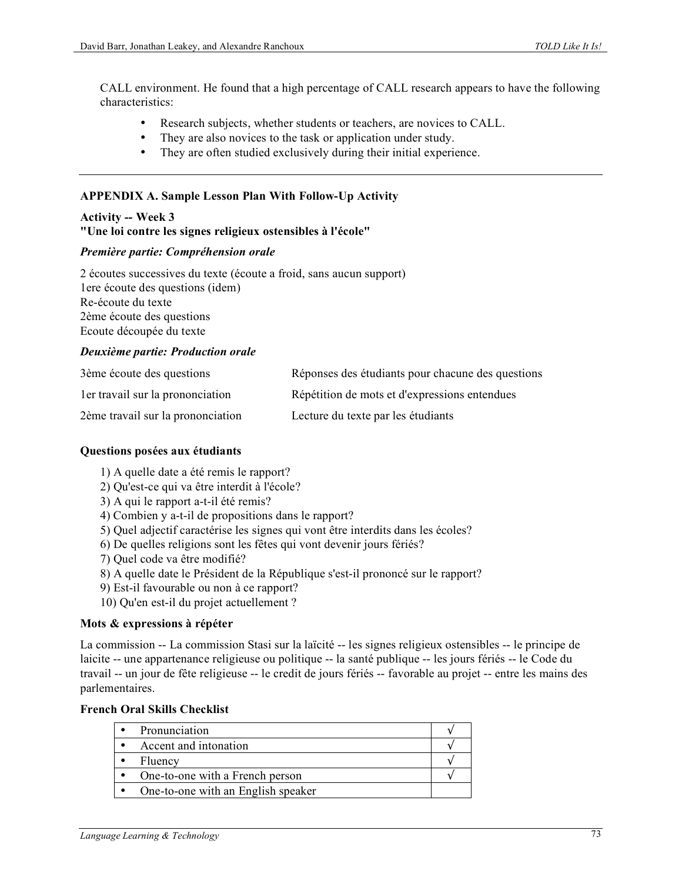CALL environment. He found that a high percentage of CALL research appears to have the following characteristics:

- Research subjects, whether students or teachers, are novices to CALL.
- They are also novices to the task or application under study.
- They are often studied exclusively during their initial experience.

---

## APPENDIX A. Sample Lesson Plan With Follow-Up Activity

**Activity -- Week 3**
**"Une loi contre les signes religieux ostensibles à l'école"**

***Première partie: Compréhension orale***

2 écoutes successives du texte (écoute a froid, sans aucun support)
1ere écoute des questions (idem)
Re-écoute du texte
2ème écoute des questions
Ecoute découpée du texte

***Deuxième partie: Production orale***

| | |
|---|---|
| 3ème écoute des questions | Réponses des étudiants pour chacune des questions |
| 1er travail sur la prononciation | Répétition de mots et d'expressions entendues |
| 2ème travail sur la prononciation | Lecture du texte par les étudiants |

**Questions posées aux étudiants**

1) A quelle date a été remis le rapport?
2) Qu'est-ce qui va être interdit à l'école?
3) A qui le rapport a-t-il été remis?
4) Combien y a-t-il de propositions dans le rapport?
5) Quel adjectif caractérise les signes qui vont être interdits dans les écoles?
6) De quelles religions sont les fêtes qui vont devenir jours fériés?
7) Quel code va être modifié?
8) A quelle date le Président de la République s'est-il prononcé sur le rapport?
9) Est-il favourable ou non à ce rapport?
10) Qu'en est-il du projet actuellement ?

**Mots & expressions à répéter**

La commission -- La commission Stasi sur la laïcité -- les signes religieux ostensibles -- le principe de laicite -- une appartenance religieuse ou politique -- la santé publique -- les jours fériés -- le Code du travail -- un jour de fête religieuse -- le credit de jours fériés -- favorable au projet -- entre les mains des parlementaires.

**French Oral Skills Checklist**

| | |
|---|---|
| • Pronunciation | √ |
| • Accent and intonation | √ |
| • Fluency | √ |
| • One-to-one with a French person | √ |
| • One-to-one with an English speaker | |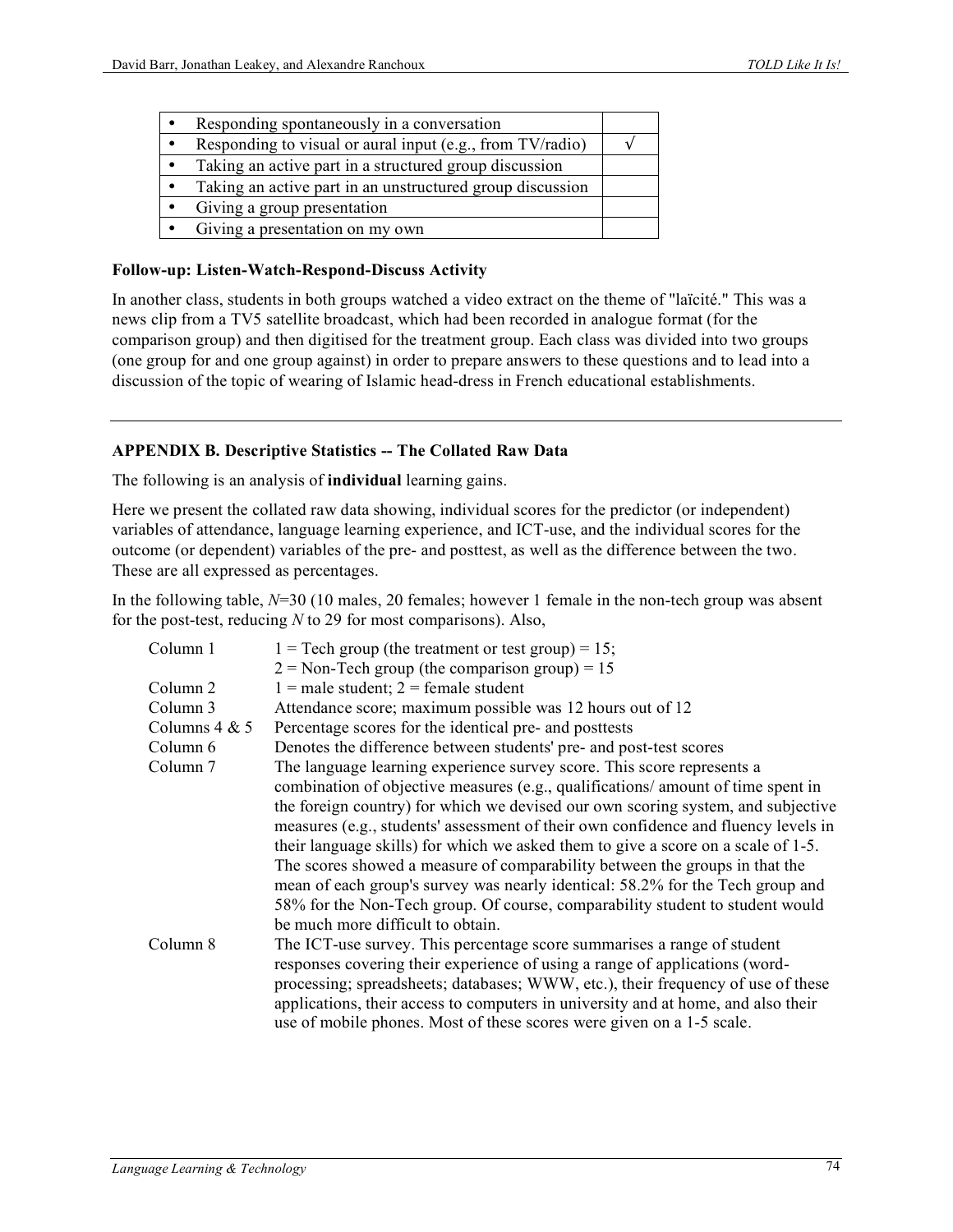| | |
|---|---|
| • Responding spontaneously in a conversation | |
| • Responding to visual or aural input (e.g., from TV/radio) | √ |
| • Taking an active part in a structured group discussion | |
| • Taking an active part in an unstructured group discussion | |
| • Giving a group presentation | |
| • Giving a presentation on my own | |

**Follow-up: Listen-Watch-Respond-Discuss Activity**

In another class, students in both groups watched a video extract on the theme of "laïcité." This was a news clip from a TV5 satellite broadcast, which had been recorded in analogue format (for the comparison group) and then digitised for the treatment group. Each class was divided into two groups (one group for and one group against) in order to prepare answers to these questions and to lead into a discussion of the topic of wearing of Islamic head-dress in French educational establishments.

---

**APPENDIX B. Descriptive Statistics -- The Collated Raw Data**

The following is an analysis of **individual** learning gains.

Here we present the collated raw data showing, individual scores for the predictor (or independent) variables of attendance, language learning experience, and ICT-use, and the individual scores for the outcome (or dependent) variables of the pre- and posttest, as well as the difference between the two. These are all expressed as percentages.

In the following table, *N*=30 (10 males, 20 females; however 1 female in the non-tech group was absent for the post-test, reducing *N* to 29 for most comparisons). Also,

| | |
|---|---|
| Column 1 | 1 = Tech group (the treatment or test group) = 15; 2 = Non-Tech group (the comparison group) = 15 |
| Column 2 | 1 = male student; 2 = female student |
| Column 3 | Attendance score; maximum possible was 12 hours out of 12 |
| Columns 4 & 5 | Percentage scores for the identical pre- and posttests |
| Column 6 | Denotes the difference between students' pre- and post-test scores |
| Column 7 | The language learning experience survey score. This score represents a combination of objective measures (e.g., qualifications/ amount of time spent in the foreign country) for which we devised our own scoring system, and subjective measures (e.g., students' assessment of their own confidence and fluency levels in their language skills) for which we asked them to give a score on a scale of 1-5. The scores showed a measure of comparability between the groups in that the mean of each group's survey was nearly identical: 58.2% for the Tech group and 58% for the Non-Tech group. Of course, comparability student to student would be much more difficult to obtain. |
| Column 8 | The ICT-use survey. This percentage score summarises a range of student responses covering their experience of using a range of applications (word-processing; spreadsheets; databases; WWW, etc.), their frequency of use of these applications, their access to computers in university and at home, and also their use of mobile phones. Most of these scores were given on a 1-5 scale. |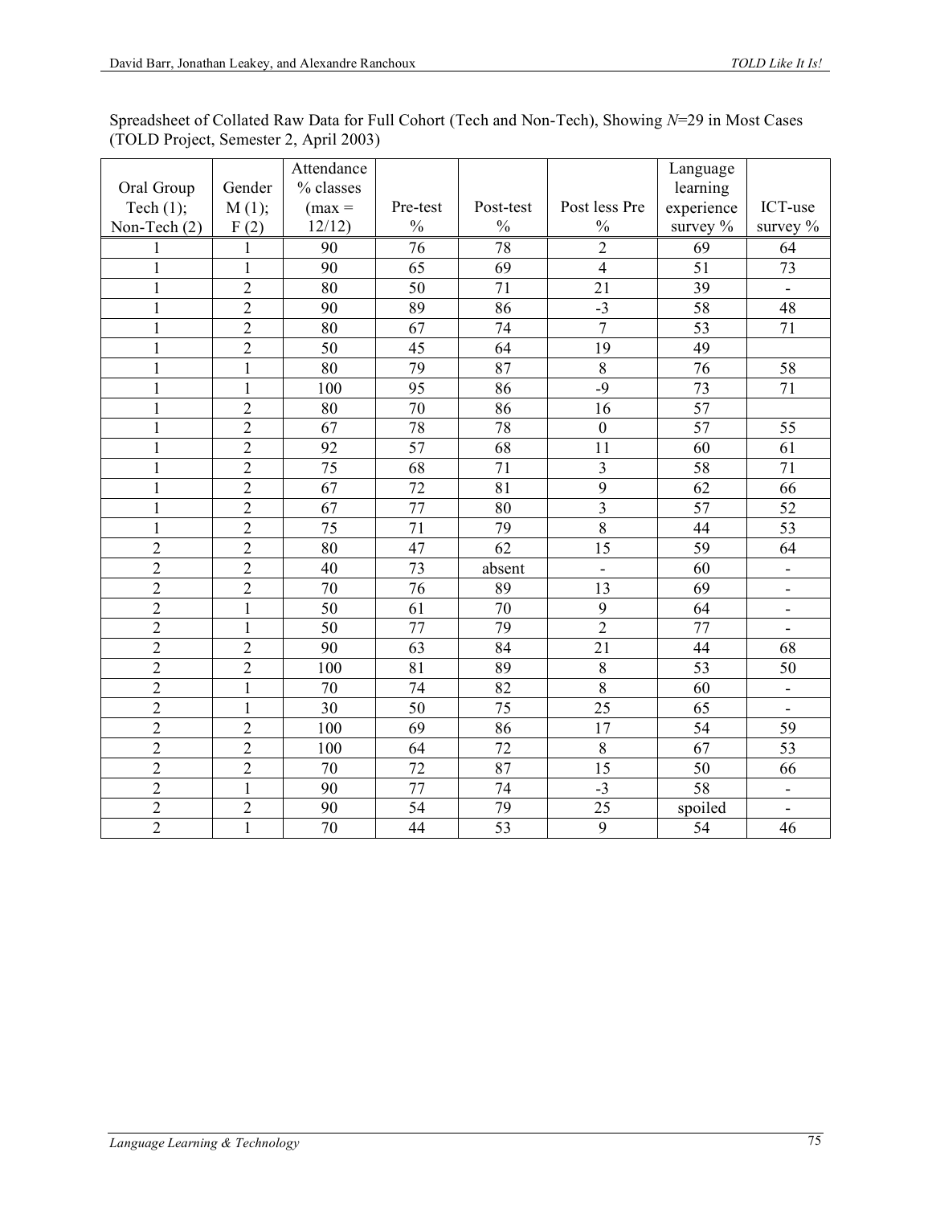Spreadsheet of Collated Raw Data for Full Cohort (Tech and Non-Tech), Showing *N*=29 in Most Cases (TOLD Project, Semester 2, April 2003)

| Oral Group Tech (1); Non-Tech (2) | Gender M (1); F (2) | Attendance % classes (max = 12/12) | Pre-test % | Post-test % | Post less Pre % | Language learning experience survey % | ICT-use survey % |
|---|---|---|---|---|---|---|---|
| 1 | 1 | 90 | 76 | 78 | 2 | 69 | 64 |
| 1 | 1 | 90 | 65 | 69 | 4 | 51 | 73 |
| 1 | 2 | 80 | 50 | 71 | 21 | 39 | - |
| 1 | 2 | 90 | 89 | 86 | -3 | 58 | 48 |
| 1 | 2 | 80 | 67 | 74 | 7 | 53 | 71 |
| 1 | 2 | 50 | 45 | 64 | 19 | 49 | |
| 1 | 1 | 80 | 79 | 87 | 8 | 76 | 58 |
| 1 | 1 | 100 | 95 | 86 | -9 | 73 | 71 |
| 1 | 2 | 80 | 70 | 86 | 16 | 57 | |
| 1 | 2 | 67 | 78 | 78 | 0 | 57 | 55 |
| 1 | 2 | 92 | 57 | 68 | 11 | 60 | 61 |
| 1 | 2 | 75 | 68 | 71 | 3 | 58 | 71 |
| 1 | 2 | 67 | 72 | 81 | 9 | 62 | 66 |
| 1 | 2 | 67 | 77 | 80 | 3 | 57 | 52 |
| 1 | 2 | 75 | 71 | 79 | 8 | 44 | 53 |
| 2 | 2 | 80 | 47 | 62 | 15 | 59 | 64 |
| 2 | 2 | 40 | 73 | absent | - | 60 | - |
| 2 | 2 | 70 | 76 | 89 | 13 | 69 | - |
| 2 | 1 | 50 | 61 | 70 | 9 | 64 | - |
| 2 | 1 | 50 | 77 | 79 | 2 | 77 | - |
| 2 | 2 | 90 | 63 | 84 | 21 | 44 | 68 |
| 2 | 2 | 100 | 81 | 89 | 8 | 53 | 50 |
| 2 | 1 | 70 | 74 | 82 | 8 | 60 | - |
| 2 | 1 | 30 | 50 | 75 | 25 | 65 | - |
| 2 | 2 | 100 | 69 | 86 | 17 | 54 | 59 |
| 2 | 2 | 100 | 64 | 72 | 8 | 67 | 53 |
| 2 | 2 | 70 | 72 | 87 | 15 | 50 | 66 |
| 2 | 1 | 90 | 77 | 74 | -3 | 58 | - |
| 2 | 2 | 90 | 54 | 79 | 25 | spoiled | - |
| 2 | 1 | 70 | 44 | 53 | 9 | 54 | 46 |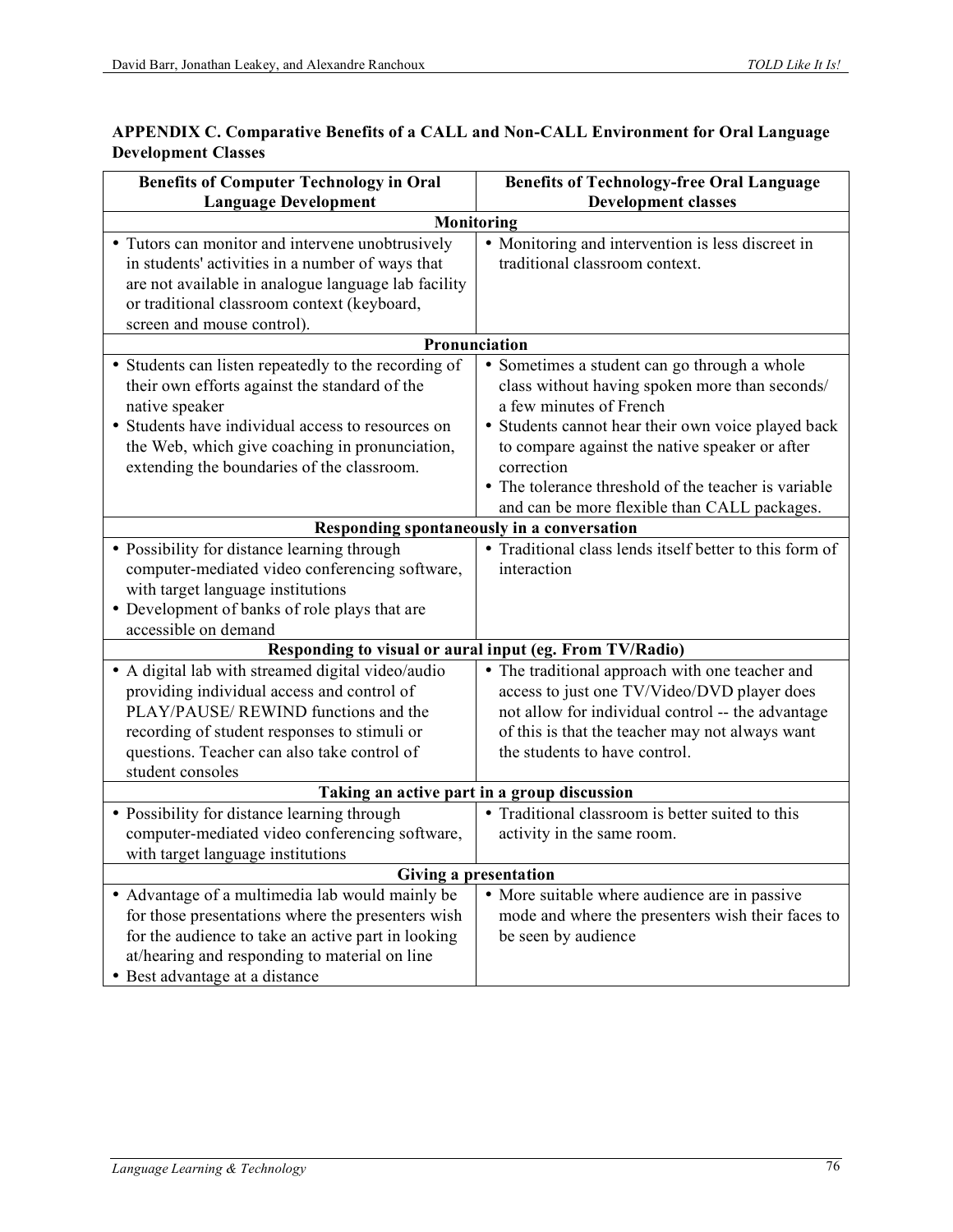**APPENDIX C. Comparative Benefits of a CALL and Non-CALL Environment for Oral Language Development Classes**

| Benefits of Computer Technology in Oral Language Development | Benefits of Technology-free Oral Language Development classes |
|---|---|
| **Monitoring** | |
| • Tutors can monitor and intervene unobtrusively in students' activities in a number of ways that are not available in analogue language lab facility or traditional classroom context (keyboard, screen and mouse control). | • Monitoring and intervention is less discreet in traditional classroom context. |
| **Pronunciation** | |
| • Students can listen repeatedly to the recording of their own efforts against the standard of the native speaker<br>• Students have individual access to resources on the Web, which give coaching in pronunciation, extending the boundaries of the classroom. | • Sometimes a student can go through a whole class without having spoken more than seconds/ a few minutes of French<br>• Students cannot hear their own voice played back to compare against the native speaker or after correction<br>• The tolerance threshold of the teacher is variable and can be more flexible than CALL packages. |
| **Responding spontaneously in a conversation** | |
| • Possibility for distance learning through computer-mediated video conferencing software, with target language institutions<br>• Development of banks of role plays that are accessible on demand | • Traditional class lends itself better to this form of interaction |
| **Responding to visual or aural input (eg. From TV/Radio)** | |
| • A digital lab with streamed digital video/audio providing individual access and control of PLAY/PAUSE/ REWIND functions and the recording of student responses to stimuli or questions. Teacher can also take control of student consoles | • The traditional approach with one teacher and access to just one TV/Video/DVD player does not allow for individual control -- the advantage of this is that the teacher may not always want the students to have control. |
| **Taking an active part in a group discussion** | |
| • Possibility for distance learning through computer-mediated video conferencing software, with target language institutions | • Traditional classroom is better suited to this activity in the same room. |
| **Giving a presentation** | |
| • Advantage of a multimedia lab would mainly be for those presentations where the presenters wish for the audience to take an active part in looking at/hearing and responding to material on line<br>• Best advantage at a distance | • More suitable where audience are in passive mode and where the presenters wish their faces to be seen by audience |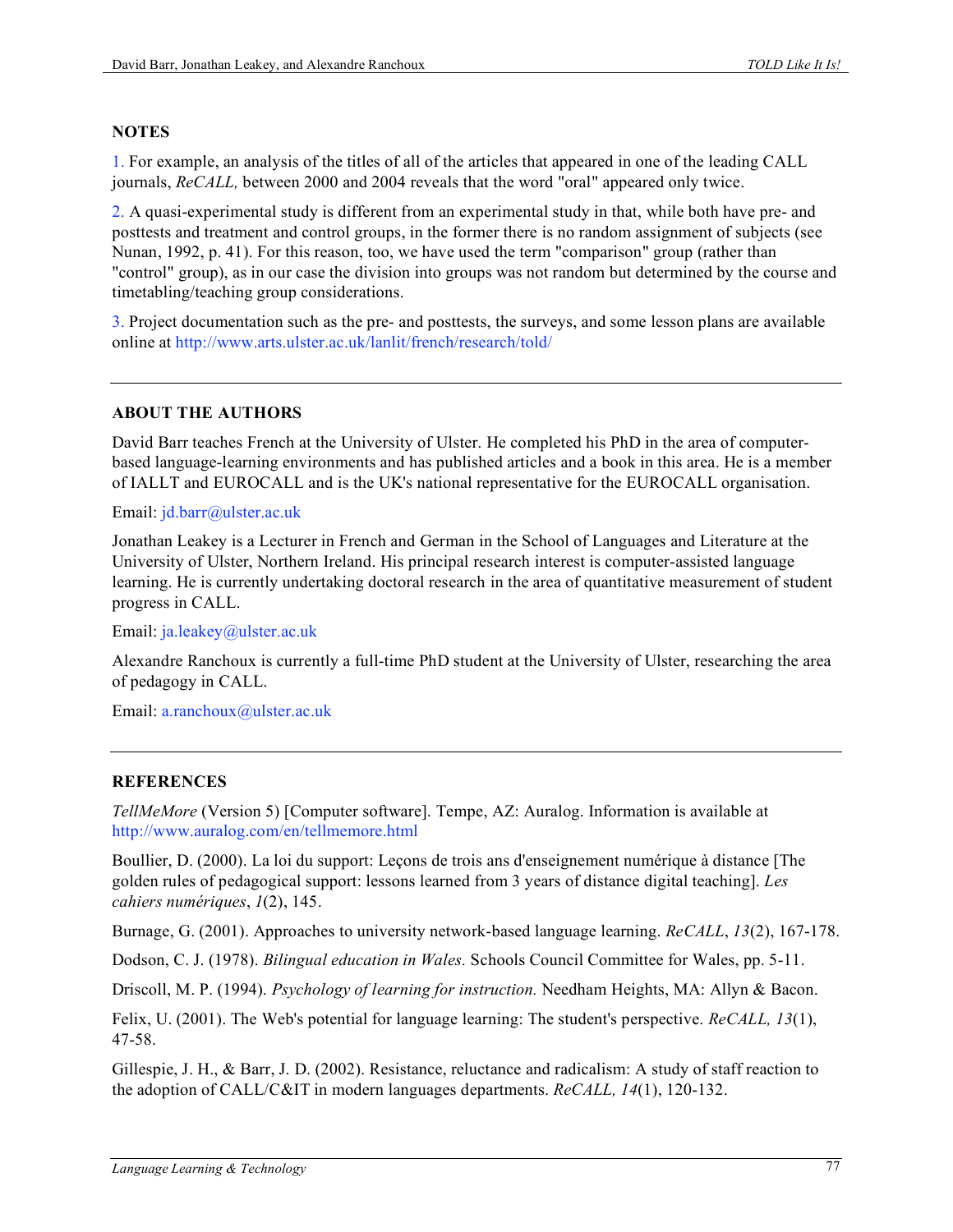## NOTES

1. For example, an analysis of the titles of all of the articles that appeared in one of the leading CALL journals, *ReCALL,* between 2000 and 2004 reveals that the word "oral" appeared only twice.

2. A quasi-experimental study is different from an experimental study in that, while both have pre- and posttests and treatment and control groups, in the former there is no random assignment of subjects (see Nunan, 1992, p. 41). For this reason, too, we have used the term "comparison" group (rather than "control" group), as in our case the division into groups was not random but determined by the course and timetabling/teaching group considerations.

3. Project documentation such as the pre- and posttests, the surveys, and some lesson plans are available online at http://www.arts.ulster.ac.uk/lanlit/french/research/told/

---

## ABOUT THE AUTHORS

David Barr teaches French at the University of Ulster. He completed his PhD in the area of computer-based language-learning environments and has published articles and a book in this area. He is a member of IALLT and EUROCALL and is the UK's national representative for the EUROCALL organisation.

Email: jd.barr@ulster.ac.uk

Jonathan Leakey is a Lecturer in French and German in the School of Languages and Literature at the University of Ulster, Northern Ireland. His principal research interest is computer-assisted language learning. He is currently undertaking doctoral research in the area of quantitative measurement of student progress in CALL.

Email: ja.leakey@ulster.ac.uk

Alexandre Ranchoux is currently a full-time PhD student at the University of Ulster, researching the area of pedagogy in CALL.

Email: a.ranchoux@ulster.ac.uk

---

## REFERENCES

*TellMeMore* (Version 5) [Computer software]. Tempe, AZ: Auralog. Information is available at http://www.auralog.com/en/tellmemore.html

Boullier, D. (2000). La loi du support: Leçons de trois ans d'enseignement numérique à distance [The golden rules of pedagogical support: lessons learned from 3 years of distance digital teaching]. *Les cahiers numériques*, *1*(2), 145.

Burnage, G. (2001). Approaches to university network-based language learning. *ReCALL*, *13*(2), 167-178.

Dodson, C. J. (1978). *Bilingual education in Wales.* Schools Council Committee for Wales, pp. 5-11.

Driscoll, M. P. (1994). *Psychology of learning for instruction.* Needham Heights, MA: Allyn & Bacon.

Felix, U. (2001). The Web's potential for language learning: The student's perspective. *ReCALL, 13*(1), 47-58.

Gillespie, J. H., & Barr, J. D. (2002). Resistance, reluctance and radicalism: A study of staff reaction to the adoption of CALL/C&IT in modern languages departments. *ReCALL, 14*(1), 120-132.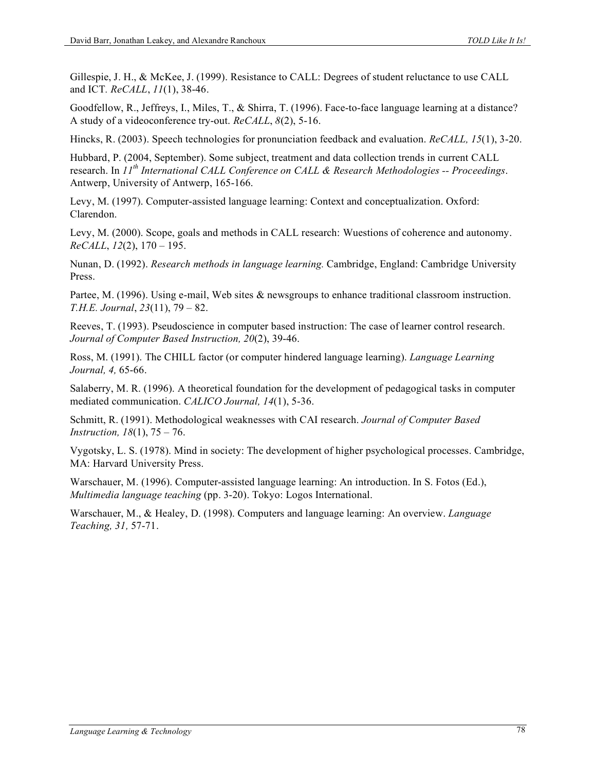Gillespie, J. H., & McKee, J. (1999). Resistance to CALL: Degrees of student reluctance to use CALL and ICT. *ReCALL*, *11*(1), 38-46.

Goodfellow, R., Jeffreys, I., Miles, T., & Shirra, T. (1996). Face-to-face language learning at a distance? A study of a videoconference try-out. *ReCALL*, *8*(2), 5-16.

Hincks, R. (2003). Speech technologies for pronunciation feedback and evaluation. *ReCALL, 15*(1), 3-20.

Hubbard, P. (2004, September). Some subject, treatment and data collection trends in current CALL research. In *11th International CALL Conference on CALL & Research Methodologies -- Proceedings*. Antwerp, University of Antwerp, 165-166.

Levy, M. (1997). Computer-assisted language learning: Context and conceptualization. Oxford: Clarendon.

Levy, M. (2000). Scope, goals and methods in CALL research: Wuestions of coherence and autonomy. *ReCALL*, *12*(2), 170 – 195.

Nunan, D. (1992). *Research methods in language learning.* Cambridge, England: Cambridge University Press.

Partee, M. (1996). Using e-mail, Web sites & newsgroups to enhance traditional classroom instruction. *T.H.E. Journal*, *23*(11), 79 – 82.

Reeves, T. (1993). Pseudoscience in computer based instruction: The case of learner control research. *Journal of Computer Based Instruction, 20*(2), 39-46.

Ross, M. (1991). The CHILL factor (or computer hindered language learning). *Language Learning Journal, 4,* 65-66.

Salaberry, M. R. (1996). A theoretical foundation for the development of pedagogical tasks in computer mediated communication. *CALICO Journal, 14*(1), 5-36.

Schmitt, R. (1991). Methodological weaknesses with CAI research. *Journal of Computer Based Instruction, 18*(1), 75 – 76.

Vygotsky, L. S. (1978). Mind in society: The development of higher psychological processes. Cambridge, MA: Harvard University Press.

Warschauer, M. (1996). Computer-assisted language learning: An introduction. In S. Fotos (Ed.), *Multimedia language teaching* (pp. 3-20). Tokyo: Logos International.

Warschauer, M., & Healey, D. (1998). Computers and language learning: An overview. *Language Teaching, 31,* 57-71.